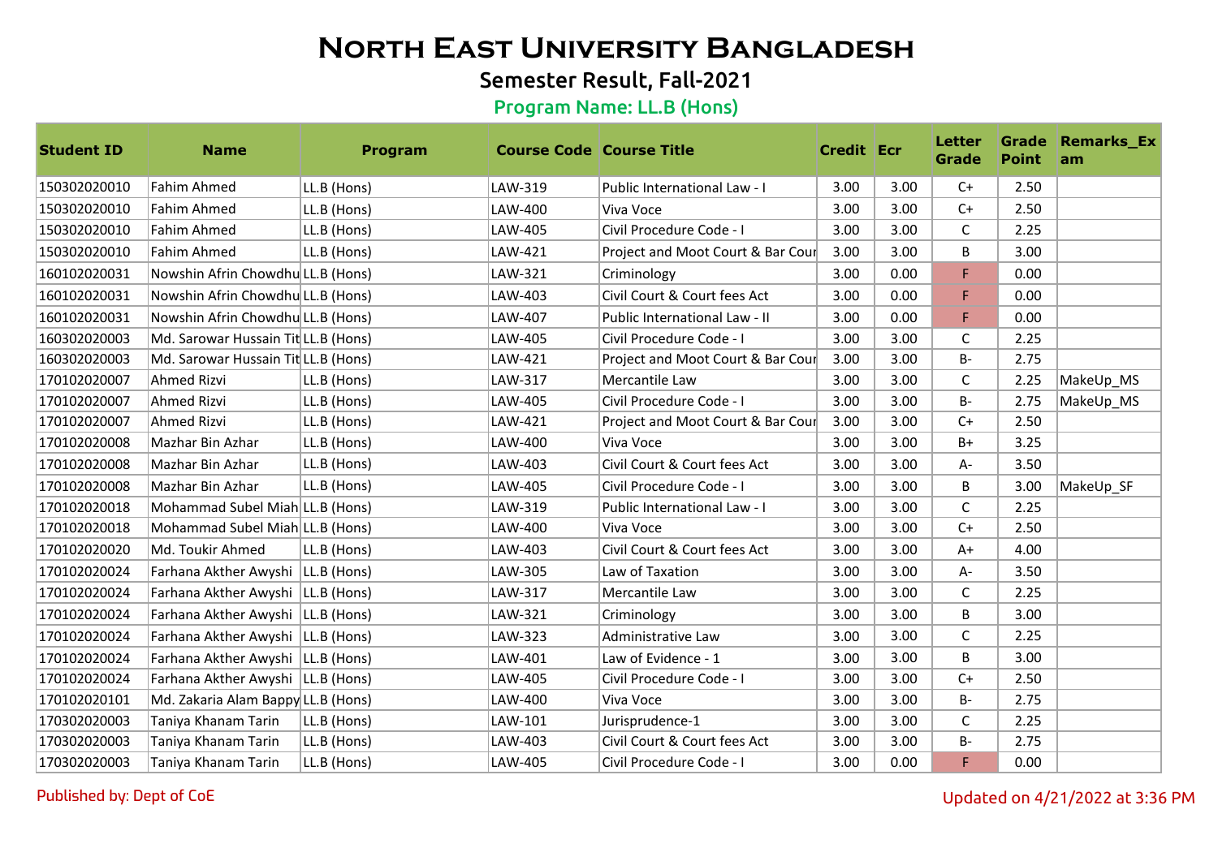# North East University Bangladesh

## Semester Result, Fall-2021

### Program Name: LL.B (Hons)

| Student ID | Name | Program | Course Code | Course Title | Credit | Ecr | Letter Grade | Grade Point | Remarks_Exam |
|---|---|---|---|---|---|---|---|---|---|
| 150302020010 | Fahim Ahmed | LL.B (Hons) | LAW-319 | Public International Law - I | 3.00 | 3.00 | C+ | 2.50 | |
| 150302020010 | Fahim Ahmed | LL.B (Hons) | LAW-400 | Viva Voce | 3.00 | 3.00 | C+ | 2.50 | |
| 150302020010 | Fahim Ahmed | LL.B (Hons) | LAW-405 | Civil Procedure Code - I | 3.00 | 3.00 | C | 2.25 | |
| 150302020010 | Fahim Ahmed | LL.B (Hons) | LAW-421 | Project and Moot Court & Bar Cour | 3.00 | 3.00 | B | 3.00 | |
| 160102020031 | Nowshin Afrin Chowdhu | LL.B (Hons) | LAW-321 | Criminology | 3.00 | 0.00 | F | 0.00 | |
| 160102020031 | Nowshin Afrin Chowdhu | LL.B (Hons) | LAW-403 | Civil Court & Court fees Act | 3.00 | 0.00 | F | 0.00 | |
| 160102020031 | Nowshin Afrin Chowdhu | LL.B (Hons) | LAW-407 | Public International Law - II | 3.00 | 0.00 | F | 0.00 | |
| 160302020003 | Md. Sarowar Hussain Tit | LL.B (Hons) | LAW-405 | Civil Procedure Code - I | 3.00 | 3.00 | C | 2.25 | |
| 160302020003 | Md. Sarowar Hussain Tit | LL.B (Hons) | LAW-421 | Project and Moot Court & Bar Cour | 3.00 | 3.00 | B- | 2.75 | |
| 170102020007 | Ahmed Rizvi | LL.B (Hons) | LAW-317 | Mercantile Law | 3.00 | 3.00 | C | 2.25 | MakeUp_MS |
| 170102020007 | Ahmed Rizvi | LL.B (Hons) | LAW-405 | Civil Procedure Code - I | 3.00 | 3.00 | B- | 2.75 | MakeUp_MS |
| 170102020007 | Ahmed Rizvi | LL.B (Hons) | LAW-421 | Project and Moot Court & Bar Cour | 3.00 | 3.00 | C+ | 2.50 | |
| 170102020008 | Mazhar Bin Azhar | LL.B (Hons) | LAW-400 | Viva Voce | 3.00 | 3.00 | B+ | 3.25 | |
| 170102020008 | Mazhar Bin Azhar | LL.B (Hons) | LAW-403 | Civil Court & Court fees Act | 3.00 | 3.00 | A- | 3.50 | |
| 170102020008 | Mazhar Bin Azhar | LL.B (Hons) | LAW-405 | Civil Procedure Code - I | 3.00 | 3.00 | B | 3.00 | MakeUp_SF |
| 170102020018 | Mohammad Subel Miah | LL.B (Hons) | LAW-319 | Public International Law - I | 3.00 | 3.00 | C | 2.25 | |
| 170102020018 | Mohammad Subel Miah | LL.B (Hons) | LAW-400 | Viva Voce | 3.00 | 3.00 | C+ | 2.50 | |
| 170102020020 | Md. Toukir Ahmed | LL.B (Hons) | LAW-403 | Civil Court & Court fees Act | 3.00 | 3.00 | A+ | 4.00 | |
| 170102020024 | Farhana Akther Awyshi | LL.B (Hons) | LAW-305 | Law of Taxation | 3.00 | 3.00 | A- | 3.50 | |
| 170102020024 | Farhana Akther Awyshi | LL.B (Hons) | LAW-317 | Mercantile Law | 3.00 | 3.00 | C | 2.25 | |
| 170102020024 | Farhana Akther Awyshi | LL.B (Hons) | LAW-321 | Criminology | 3.00 | 3.00 | B | 3.00 | |
| 170102020024 | Farhana Akther Awyshi | LL.B (Hons) | LAW-323 | Administrative Law | 3.00 | 3.00 | C | 2.25 | |
| 170102020024 | Farhana Akther Awyshi | LL.B (Hons) | LAW-401 | Law of Evidence - 1 | 3.00 | 3.00 | B | 3.00 | |
| 170102020024 | Farhana Akther Awyshi | LL.B (Hons) | LAW-405 | Civil Procedure Code - I | 3.00 | 3.00 | C+ | 2.50 | |
| 170102020101 | Md. Zakaria Alam Bappy | LL.B (Hons) | LAW-400 | Viva Voce | 3.00 | 3.00 | B- | 2.75 | |
| 170302020003 | Taniya Khanam Tarin | LL.B (Hons) | LAW-101 | Jurisprudence-1 | 3.00 | 3.00 | C | 2.25 | |
| 170302020003 | Taniya Khanam Tarin | LL.B (Hons) | LAW-403 | Civil Court & Court fees Act | 3.00 | 3.00 | B- | 2.75 | |
| 170302020003 | Taniya Khanam Tarin | LL.B (Hons) | LAW-405 | Civil Procedure Code - I | 3.00 | 0.00 | F | 0.00 | |

Published by: Dept of CoE

Updated on 4/21/2022 at 3:36 PM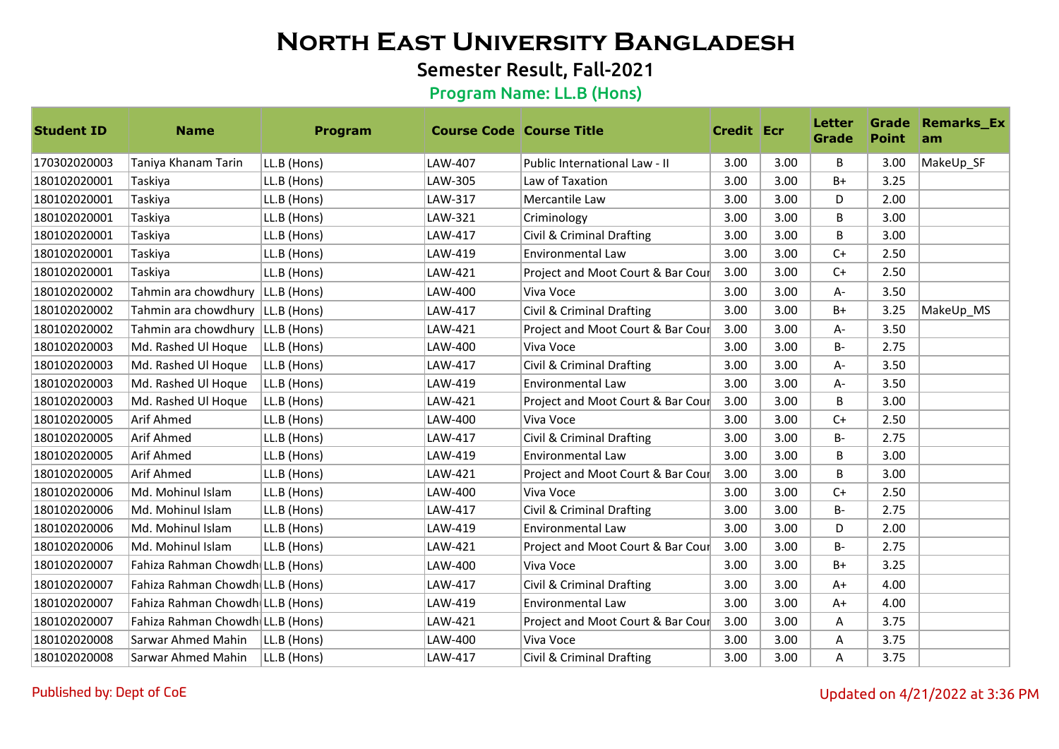# North East University Bangladesh

## Semester Result, Fall-2021

### Program Name: LL.B (Hons)

| Student ID | Name | Program | Course Code | Course Title | Credit | Ecr | Letter Grade | Grade Point | Remarks_Exam |
|---|---|---|---|---|---|---|---|---|---|
| 170302020003 | Taniya Khanam Tarin | LL.B (Hons) | LAW-407 | Public International Law - II | 3.00 | 3.00 | B | 3.00 | MakeUp_SF |
| 180102020001 | Taskiya | LL.B (Hons) | LAW-305 | Law of Taxation | 3.00 | 3.00 | B+ | 3.25 | |
| 180102020001 | Taskiya | LL.B (Hons) | LAW-317 | Mercantile Law | 3.00 | 3.00 | D | 2.00 | |
| 180102020001 | Taskiya | LL.B (Hons) | LAW-321 | Criminology | 3.00 | 3.00 | B | 3.00 | |
| 180102020001 | Taskiya | LL.B (Hons) | LAW-417 | Civil & Criminal Drafting | 3.00 | 3.00 | B | 3.00 | |
| 180102020001 | Taskiya | LL.B (Hons) | LAW-419 | Environmental Law | 3.00 | 3.00 | C+ | 2.50 | |
| 180102020001 | Taskiya | LL.B (Hons) | LAW-421 | Project and Moot Court & Bar Cour | 3.00 | 3.00 | C+ | 2.50 | |
| 180102020002 | Tahmin ara chowdhury | LL.B (Hons) | LAW-400 | Viva Voce | 3.00 | 3.00 | A- | 3.50 | |
| 180102020002 | Tahmin ara chowdhury | LL.B (Hons) | LAW-417 | Civil & Criminal Drafting | 3.00 | 3.00 | B+ | 3.25 | MakeUp_MS |
| 180102020002 | Tahmin ara chowdhury | LL.B (Hons) | LAW-421 | Project and Moot Court & Bar Cour | 3.00 | 3.00 | A- | 3.50 | |
| 180102020003 | Md. Rashed Ul Hoque | LL.B (Hons) | LAW-400 | Viva Voce | 3.00 | 3.00 | B- | 2.75 | |
| 180102020003 | Md. Rashed Ul Hoque | LL.B (Hons) | LAW-417 | Civil & Criminal Drafting | 3.00 | 3.00 | A- | 3.50 | |
| 180102020003 | Md. Rashed Ul Hoque | LL.B (Hons) | LAW-419 | Environmental Law | 3.00 | 3.00 | A- | 3.50 | |
| 180102020003 | Md. Rashed Ul Hoque | LL.B (Hons) | LAW-421 | Project and Moot Court & Bar Cour | 3.00 | 3.00 | B | 3.00 | |
| 180102020005 | Arif Ahmed | LL.B (Hons) | LAW-400 | Viva Voce | 3.00 | 3.00 | C+ | 2.50 | |
| 180102020005 | Arif Ahmed | LL.B (Hons) | LAW-417 | Civil & Criminal Drafting | 3.00 | 3.00 | B- | 2.75 | |
| 180102020005 | Arif Ahmed | LL.B (Hons) | LAW-419 | Environmental Law | 3.00 | 3.00 | B | 3.00 | |
| 180102020005 | Arif Ahmed | LL.B (Hons) | LAW-421 | Project and Moot Court & Bar Cour | 3.00 | 3.00 | B | 3.00 | |
| 180102020006 | Md. Mohinul Islam | LL.B (Hons) | LAW-400 | Viva Voce | 3.00 | 3.00 | C+ | 2.50 | |
| 180102020006 | Md. Mohinul Islam | LL.B (Hons) | LAW-417 | Civil & Criminal Drafting | 3.00 | 3.00 | B- | 2.75 | |
| 180102020006 | Md. Mohinul Islam | LL.B (Hons) | LAW-419 | Environmental Law | 3.00 | 3.00 | D | 2.00 | |
| 180102020006 | Md. Mohinul Islam | LL.B (Hons) | LAW-421 | Project and Moot Court & Bar Cour | 3.00 | 3.00 | B- | 2.75 | |
| 180102020007 | Fahiza Rahman Chowdh | LL.B (Hons) | LAW-400 | Viva Voce | 3.00 | 3.00 | B+ | 3.25 | |
| 180102020007 | Fahiza Rahman Chowdh | LL.B (Hons) | LAW-417 | Civil & Criminal Drafting | 3.00 | 3.00 | A+ | 4.00 | |
| 180102020007 | Fahiza Rahman Chowdh | LL.B (Hons) | LAW-419 | Environmental Law | 3.00 | 3.00 | A+ | 4.00 | |
| 180102020007 | Fahiza Rahman Chowdh | LL.B (Hons) | LAW-421 | Project and Moot Court & Bar Cour | 3.00 | 3.00 | A | 3.75 | |
| 180102020008 | Sarwar Ahmed Mahin | LL.B (Hons) | LAW-400 | Viva Voce | 3.00 | 3.00 | A | 3.75 | |
| 180102020008 | Sarwar Ahmed Mahin | LL.B (Hons) | LAW-417 | Civil & Criminal Drafting | 3.00 | 3.00 | A | 3.75 | |

Published by: Dept of CoE

Updated on 4/21/2022 at 3:36 PM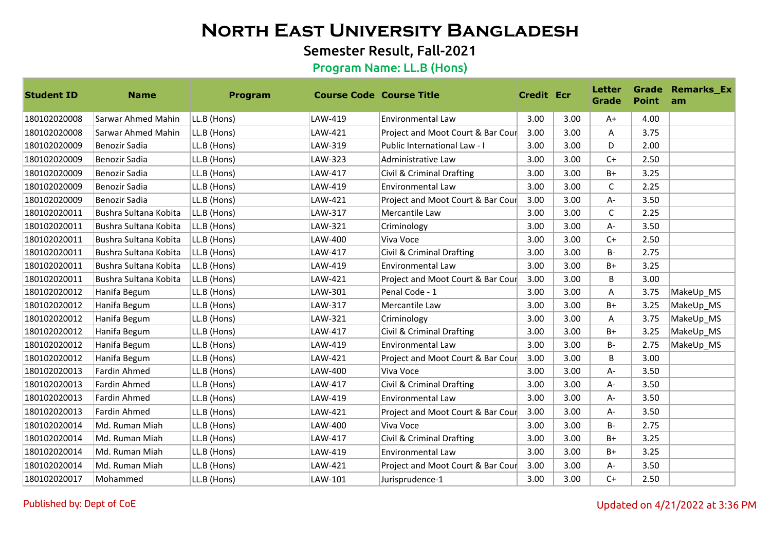# North East University Bangladesh

## Semester Result, Fall-2021

### Program Name: LL.B (Hons)

| Student ID | Name | Program | Course Code | Course Title | Credit | Ecr | Letter Grade | Grade Point | Remarks_Exam |
|---|---|---|---|---|---|---|---|---|---|
| 180102020008 | Sarwar Ahmed Mahin | LL.B (Hons) | LAW-419 | Environmental Law | 3.00 | 3.00 | A+ | 4.00 | |
| 180102020008 | Sarwar Ahmed Mahin | LL.B (Hons) | LAW-421 | Project and Moot Court & Bar Cour | 3.00 | 3.00 | A | 3.75 | |
| 180102020009 | Benozir Sadia | LL.B (Hons) | LAW-319 | Public International Law - I | 3.00 | 3.00 | D | 2.00 | |
| 180102020009 | Benozir Sadia | LL.B (Hons) | LAW-323 | Administrative Law | 3.00 | 3.00 | C+ | 2.50 | |
| 180102020009 | Benozir Sadia | LL.B (Hons) | LAW-417 | Civil & Criminal Drafting | 3.00 | 3.00 | B+ | 3.25 | |
| 180102020009 | Benozir Sadia | LL.B (Hons) | LAW-419 | Environmental Law | 3.00 | 3.00 | C | 2.25 | |
| 180102020009 | Benozir Sadia | LL.B (Hons) | LAW-421 | Project and Moot Court & Bar Cour | 3.00 | 3.00 | A- | 3.50 | |
| 180102020011 | Bushra Sultana Kobita | LL.B (Hons) | LAW-317 | Mercantile Law | 3.00 | 3.00 | C | 2.25 | |
| 180102020011 | Bushra Sultana Kobita | LL.B (Hons) | LAW-321 | Criminology | 3.00 | 3.00 | A- | 3.50 | |
| 180102020011 | Bushra Sultana Kobita | LL.B (Hons) | LAW-400 | Viva Voce | 3.00 | 3.00 | C+ | 2.50 | |
| 180102020011 | Bushra Sultana Kobita | LL.B (Hons) | LAW-417 | Civil & Criminal Drafting | 3.00 | 3.00 | B- | 2.75 | |
| 180102020011 | Bushra Sultana Kobita | LL.B (Hons) | LAW-419 | Environmental Law | 3.00 | 3.00 | B+ | 3.25 | |
| 180102020011 | Bushra Sultana Kobita | LL.B (Hons) | LAW-421 | Project and Moot Court & Bar Cour | 3.00 | 3.00 | B | 3.00 | |
| 180102020012 | Hanifa Begum | LL.B (Hons) | LAW-301 | Penal Code - 1 | 3.00 | 3.00 | A | 3.75 | MakeUp_MS |
| 180102020012 | Hanifa Begum | LL.B (Hons) | LAW-317 | Mercantile Law | 3.00 | 3.00 | B+ | 3.25 | MakeUp_MS |
| 180102020012 | Hanifa Begum | LL.B (Hons) | LAW-321 | Criminology | 3.00 | 3.00 | A | 3.75 | MakeUp_MS |
| 180102020012 | Hanifa Begum | LL.B (Hons) | LAW-417 | Civil & Criminal Drafting | 3.00 | 3.00 | B+ | 3.25 | MakeUp_MS |
| 180102020012 | Hanifa Begum | LL.B (Hons) | LAW-419 | Environmental Law | 3.00 | 3.00 | B- | 2.75 | MakeUp_MS |
| 180102020012 | Hanifa Begum | LL.B (Hons) | LAW-421 | Project and Moot Court & Bar Cour | 3.00 | 3.00 | B | 3.00 | |
| 180102020013 | Fardin Ahmed | LL.B (Hons) | LAW-400 | Viva Voce | 3.00 | 3.00 | A- | 3.50 | |
| 180102020013 | Fardin Ahmed | LL.B (Hons) | LAW-417 | Civil & Criminal Drafting | 3.00 | 3.00 | A- | 3.50 | |
| 180102020013 | Fardin Ahmed | LL.B (Hons) | LAW-419 | Environmental Law | 3.00 | 3.00 | A- | 3.50 | |
| 180102020013 | Fardin Ahmed | LL.B (Hons) | LAW-421 | Project and Moot Court & Bar Cour | 3.00 | 3.00 | A- | 3.50 | |
| 180102020014 | Md. Ruman Miah | LL.B (Hons) | LAW-400 | Viva Voce | 3.00 | 3.00 | B- | 2.75 | |
| 180102020014 | Md. Ruman Miah | LL.B (Hons) | LAW-417 | Civil & Criminal Drafting | 3.00 | 3.00 | B+ | 3.25 | |
| 180102020014 | Md. Ruman Miah | LL.B (Hons) | LAW-419 | Environmental Law | 3.00 | 3.00 | B+ | 3.25 | |
| 180102020014 | Md. Ruman Miah | LL.B (Hons) | LAW-421 | Project and Moot Court & Bar Cour | 3.00 | 3.00 | A- | 3.50 | |
| 180102020017 | Mohammed | LL.B (Hons) | LAW-101 | Jurisprudence-1 | 3.00 | 3.00 | C+ | 2.50 | |

Published by: Dept of CoE

Updated on 4/21/2022 at 3:36 PM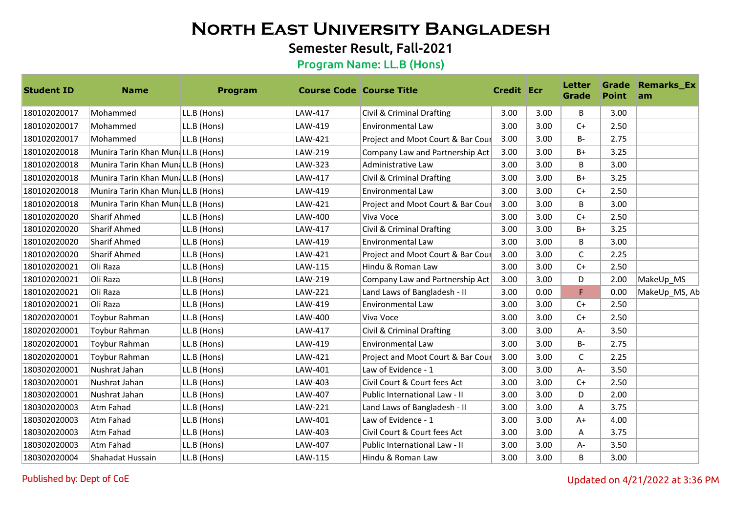# North East University Bangladesh

## Semester Result, Fall-2021

### Program Name: LL.B (Hons)

| Student ID | Name | Program | Course Code | Course Title | Credit | Ecr | Letter Grade | Grade Point | Remarks_Exam |
|---|---|---|---|---|---|---|---|---|---|
| 180102020017 | Mohammed | LL.B (Hons) | LAW-417 | Civil & Criminal Drafting | 3.00 | 3.00 | B | 3.00 | |
| 180102020017 | Mohammed | LL.B (Hons) | LAW-419 | Environmental Law | 3.00 | 3.00 | C+ | 2.50 | |
| 180102020017 | Mohammed | LL.B (Hons) | LAW-421 | Project and Moot Court & Bar Cour | 3.00 | 3.00 | B- | 2.75 | |
| 180102020018 | Munira Tarin Khan Muna | LL.B (Hons) | LAW-219 | Company Law and Partnership Act | 3.00 | 3.00 | B+ | 3.25 | |
| 180102020018 | Munira Tarin Khan Muna | LL.B (Hons) | LAW-323 | Administrative Law | 3.00 | 3.00 | B | 3.00 | |
| 180102020018 | Munira Tarin Khan Muna | LL.B (Hons) | LAW-417 | Civil & Criminal Drafting | 3.00 | 3.00 | B+ | 3.25 | |
| 180102020018 | Munira Tarin Khan Muna | LL.B (Hons) | LAW-419 | Environmental Law | 3.00 | 3.00 | C+ | 2.50 | |
| 180102020018 | Munira Tarin Khan Muna | LL.B (Hons) | LAW-421 | Project and Moot Court & Bar Cour | 3.00 | 3.00 | B | 3.00 | |
| 180102020020 | Sharif Ahmed | LL.B (Hons) | LAW-400 | Viva Voce | 3.00 | 3.00 | C+ | 2.50 | |
| 180102020020 | Sharif Ahmed | LL.B (Hons) | LAW-417 | Civil & Criminal Drafting | 3.00 | 3.00 | B+ | 3.25 | |
| 180102020020 | Sharif Ahmed | LL.B (Hons) | LAW-419 | Environmental Law | 3.00 | 3.00 | B | 3.00 | |
| 180102020020 | Sharif Ahmed | LL.B (Hons) | LAW-421 | Project and Moot Court & Bar Cour | 3.00 | 3.00 | C | 2.25 | |
| 180102020021 | Oli Raza | LL.B (Hons) | LAW-115 | Hindu & Roman Law | 3.00 | 3.00 | C+ | 2.50 | |
| 180102020021 | Oli Raza | LL.B (Hons) | LAW-219 | Company Law and Partnership Act | 3.00 | 3.00 | D | 2.00 | MakeUp_MS |
| 180102020021 | Oli Raza | LL.B (Hons) | LAW-221 | Land Laws of Bangladesh - II | 3.00 | 0.00 | F | 0.00 | MakeUp_MS, Ab |
| 180102020021 | Oli Raza | LL.B (Hons) | LAW-419 | Environmental Law | 3.00 | 3.00 | C+ | 2.50 | |
| 180202020001 | Toybur Rahman | LL.B (Hons) | LAW-400 | Viva Voce | 3.00 | 3.00 | C+ | 2.50 | |
| 180202020001 | Toybur Rahman | LL.B (Hons) | LAW-417 | Civil & Criminal Drafting | 3.00 | 3.00 | A- | 3.50 | |
| 180202020001 | Toybur Rahman | LL.B (Hons) | LAW-419 | Environmental Law | 3.00 | 3.00 | B- | 2.75 | |
| 180202020001 | Toybur Rahman | LL.B (Hons) | LAW-421 | Project and Moot Court & Bar Cour | 3.00 | 3.00 | C | 2.25 | |
| 180302020001 | Nushrat Jahan | LL.B (Hons) | LAW-401 | Law of Evidence - 1 | 3.00 | 3.00 | A- | 3.50 | |
| 180302020001 | Nushrat Jahan | LL.B (Hons) | LAW-403 | Civil Court & Court fees Act | 3.00 | 3.00 | C+ | 2.50 | |
| 180302020001 | Nushrat Jahan | LL.B (Hons) | LAW-407 | Public International Law - II | 3.00 | 3.00 | D | 2.00 | |
| 180302020003 | Atm Fahad | LL.B (Hons) | LAW-221 | Land Laws of Bangladesh - II | 3.00 | 3.00 | A | 3.75 | |
| 180302020003 | Atm Fahad | LL.B (Hons) | LAW-401 | Law of Evidence - 1 | 3.00 | 3.00 | A+ | 4.00 | |
| 180302020003 | Atm Fahad | LL.B (Hons) | LAW-403 | Civil Court & Court fees Act | 3.00 | 3.00 | A | 3.75 | |
| 180302020003 | Atm Fahad | LL.B (Hons) | LAW-407 | Public International Law - II | 3.00 | 3.00 | A- | 3.50 | |
| 180302020004 | Shahadat Hussain | LL.B (Hons) | LAW-115 | Hindu & Roman Law | 3.00 | 3.00 | B | 3.00 | |

Published by: Dept of CoE

Updated on 4/21/2022 at 3:36 PM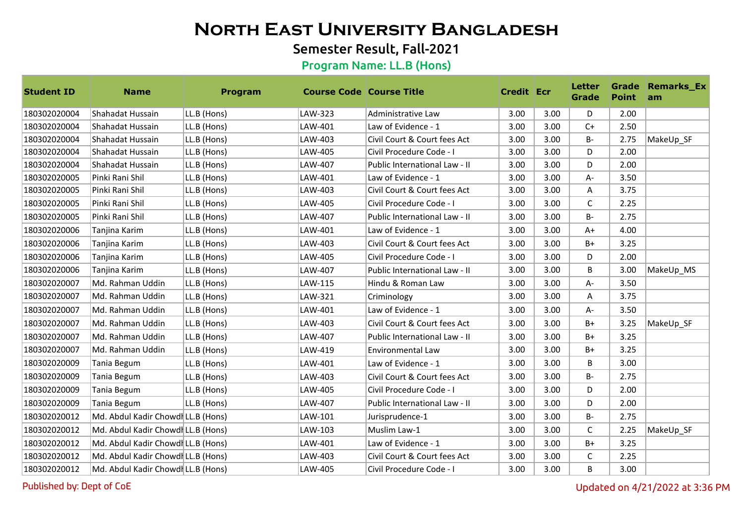# North East University Bangladesh

## Semester Result, Fall-2021

### Program Name: LL.B (Hons)

| Student ID | Name | Program | Course Code | Course Title | Credit | Ecr | Letter Grade | Grade Point | Remarks_Exam |
|---|---|---|---|---|---|---|---|---|---|
| 180302020004 | Shahadat Hussain | LL.B (Hons) | LAW-323 | Administrative Law | 3.00 | 3.00 | D | 2.00 | |
| 180302020004 | Shahadat Hussain | LL.B (Hons) | LAW-401 | Law of Evidence - 1 | 3.00 | 3.00 | C+ | 2.50 | |
| 180302020004 | Shahadat Hussain | LL.B (Hons) | LAW-403 | Civil Court & Court fees Act | 3.00 | 3.00 | B- | 2.75 | MakeUp_SF |
| 180302020004 | Shahadat Hussain | LL.B (Hons) | LAW-405 | Civil Procedure Code - I | 3.00 | 3.00 | D | 2.00 | |
| 180302020004 | Shahadat Hussain | LL.B (Hons) | LAW-407 | Public International Law - II | 3.00 | 3.00 | D | 2.00 | |
| 180302020005 | Pinki Rani Shil | LL.B (Hons) | LAW-401 | Law of Evidence - 1 | 3.00 | 3.00 | A- | 3.50 | |
| 180302020005 | Pinki Rani Shil | LL.B (Hons) | LAW-403 | Civil Court & Court fees Act | 3.00 | 3.00 | A | 3.75 | |
| 180302020005 | Pinki Rani Shil | LL.B (Hons) | LAW-405 | Civil Procedure Code - I | 3.00 | 3.00 | C | 2.25 | |
| 180302020005 | Pinki Rani Shil | LL.B (Hons) | LAW-407 | Public International Law - II | 3.00 | 3.00 | B- | 2.75 | |
| 180302020006 | Tanjina Karim | LL.B (Hons) | LAW-401 | Law of Evidence - 1 | 3.00 | 3.00 | A+ | 4.00 | |
| 180302020006 | Tanjina Karim | LL.B (Hons) | LAW-403 | Civil Court & Court fees Act | 3.00 | 3.00 | B+ | 3.25 | |
| 180302020006 | Tanjina Karim | LL.B (Hons) | LAW-405 | Civil Procedure Code - I | 3.00 | 3.00 | D | 2.00 | |
| 180302020006 | Tanjina Karim | LL.B (Hons) | LAW-407 | Public International Law - II | 3.00 | 3.00 | B | 3.00 | MakeUp_MS |
| 180302020007 | Md. Rahman Uddin | LL.B (Hons) | LAW-115 | Hindu & Roman Law | 3.00 | 3.00 | A- | 3.50 | |
| 180302020007 | Md. Rahman Uddin | LL.B (Hons) | LAW-321 | Criminology | 3.00 | 3.00 | A | 3.75 | |
| 180302020007 | Md. Rahman Uddin | LL.B (Hons) | LAW-401 | Law of Evidence - 1 | 3.00 | 3.00 | A- | 3.50 | |
| 180302020007 | Md. Rahman Uddin | LL.B (Hons) | LAW-403 | Civil Court & Court fees Act | 3.00 | 3.00 | B+ | 3.25 | MakeUp_SF |
| 180302020007 | Md. Rahman Uddin | LL.B (Hons) | LAW-407 | Public International Law - II | 3.00 | 3.00 | B+ | 3.25 | |
| 180302020007 | Md. Rahman Uddin | LL.B (Hons) | LAW-419 | Environmental Law | 3.00 | 3.00 | B+ | 3.25 | |
| 180302020009 | Tania Begum | LL.B (Hons) | LAW-401 | Law of Evidence - 1 | 3.00 | 3.00 | B | 3.00 | |
| 180302020009 | Tania Begum | LL.B (Hons) | LAW-403 | Civil Court & Court fees Act | 3.00 | 3.00 | B- | 2.75 | |
| 180302020009 | Tania Begum | LL.B (Hons) | LAW-405 | Civil Procedure Code - I | 3.00 | 3.00 | D | 2.00 | |
| 180302020009 | Tania Begum | LL.B (Hons) | LAW-407 | Public International Law - II | 3.00 | 3.00 | D | 2.00 | |
| 180302020012 | Md. Abdul Kadir Chowdh | LL.B (Hons) | LAW-101 | Jurisprudence-1 | 3.00 | 3.00 | B- | 2.75 | |
| 180302020012 | Md. Abdul Kadir Chowdh | LL.B (Hons) | LAW-103 | Muslim Law-1 | 3.00 | 3.00 | C | 2.25 | MakeUp_SF |
| 180302020012 | Md. Abdul Kadir Chowdh | LL.B (Hons) | LAW-401 | Law of Evidence - 1 | 3.00 | 3.00 | B+ | 3.25 | |
| 180302020012 | Md. Abdul Kadir Chowdh | LL.B (Hons) | LAW-403 | Civil Court & Court fees Act | 3.00 | 3.00 | C | 2.25 | |
| 180302020012 | Md. Abdul Kadir Chowdh | LL.B (Hons) | LAW-405 | Civil Procedure Code - I | 3.00 | 3.00 | B | 3.00 | |

Published by: Dept of CoE

Updated on 4/21/2022 at 3:36 PM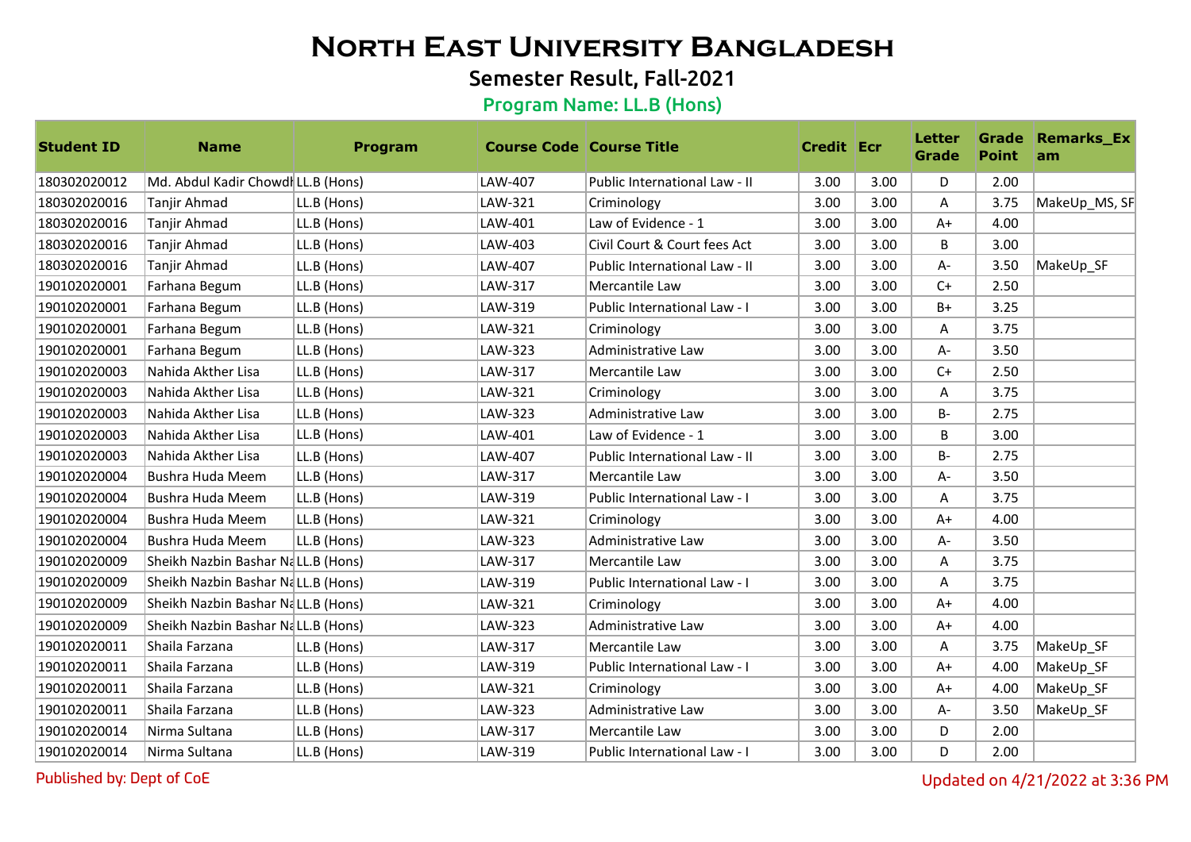# North East University Bangladesh

## Semester Result, Fall-2021

### Program Name: LL.B (Hons)

| Student ID | Name | Program | Course Code | Course Title | Credit | Ecr | Letter Grade | Grade Point | Remarks_Exam |
|---|---|---|---|---|---|---|---|---|---|
| 180302020012 | Md. Abdul Kadir Chowdh | LL.B (Hons) | LAW-407 | Public International Law - II | 3.00 | 3.00 | D | 2.00 | |
| 180302020016 | Tanjir Ahmad | LL.B (Hons) | LAW-321 | Criminology | 3.00 | 3.00 | A | 3.75 | MakeUp_MS, SF |
| 180302020016 | Tanjir Ahmad | LL.B (Hons) | LAW-401 | Law of Evidence - 1 | 3.00 | 3.00 | A+ | 4.00 | |
| 180302020016 | Tanjir Ahmad | LL.B (Hons) | LAW-403 | Civil Court & Court fees Act | 3.00 | 3.00 | B | 3.00 | |
| 180302020016 | Tanjir Ahmad | LL.B (Hons) | LAW-407 | Public International Law - II | 3.00 | 3.00 | A- | 3.50 | MakeUp_SF |
| 190102020001 | Farhana Begum | LL.B (Hons) | LAW-317 | Mercantile Law | 3.00 | 3.00 | C+ | 2.50 | |
| 190102020001 | Farhana Begum | LL.B (Hons) | LAW-319 | Public International Law - I | 3.00 | 3.00 | B+ | 3.25 | |
| 190102020001 | Farhana Begum | LL.B (Hons) | LAW-321 | Criminology | 3.00 | 3.00 | A | 3.75 | |
| 190102020001 | Farhana Begum | LL.B (Hons) | LAW-323 | Administrative Law | 3.00 | 3.00 | A- | 3.50 | |
| 190102020003 | Nahida Akther Lisa | LL.B (Hons) | LAW-317 | Mercantile Law | 3.00 | 3.00 | C+ | 2.50 | |
| 190102020003 | Nahida Akther Lisa | LL.B (Hons) | LAW-321 | Criminology | 3.00 | 3.00 | A | 3.75 | |
| 190102020003 | Nahida Akther Lisa | LL.B (Hons) | LAW-323 | Administrative Law | 3.00 | 3.00 | B- | 2.75 | |
| 190102020003 | Nahida Akther Lisa | LL.B (Hons) | LAW-401 | Law of Evidence - 1 | 3.00 | 3.00 | B | 3.00 | |
| 190102020003 | Nahida Akther Lisa | LL.B (Hons) | LAW-407 | Public International Law - II | 3.00 | 3.00 | B- | 2.75 | |
| 190102020004 | Bushra Huda Meem | LL.B (Hons) | LAW-317 | Mercantile Law | 3.00 | 3.00 | A- | 3.50 | |
| 190102020004 | Bushra Huda Meem | LL.B (Hons) | LAW-319 | Public International Law - I | 3.00 | 3.00 | A | 3.75 | |
| 190102020004 | Bushra Huda Meem | LL.B (Hons) | LAW-321 | Criminology | 3.00 | 3.00 | A+ | 4.00 | |
| 190102020004 | Bushra Huda Meem | LL.B (Hons) | LAW-323 | Administrative Law | 3.00 | 3.00 | A- | 3.50 | |
| 190102020009 | Sheikh Nazbin Bashar Na | LL.B (Hons) | LAW-317 | Mercantile Law | 3.00 | 3.00 | A | 3.75 | |
| 190102020009 | Sheikh Nazbin Bashar Na | LL.B (Hons) | LAW-319 | Public International Law - I | 3.00 | 3.00 | A | 3.75 | |
| 190102020009 | Sheikh Nazbin Bashar Na | LL.B (Hons) | LAW-321 | Criminology | 3.00 | 3.00 | A+ | 4.00 | |
| 190102020009 | Sheikh Nazbin Bashar Na | LL.B (Hons) | LAW-323 | Administrative Law | 3.00 | 3.00 | A+ | 4.00 | |
| 190102020011 | Shaila Farzana | LL.B (Hons) | LAW-317 | Mercantile Law | 3.00 | 3.00 | A | 3.75 | MakeUp_SF |
| 190102020011 | Shaila Farzana | LL.B (Hons) | LAW-319 | Public International Law - I | 3.00 | 3.00 | A+ | 4.00 | MakeUp_SF |
| 190102020011 | Shaila Farzana | LL.B (Hons) | LAW-321 | Criminology | 3.00 | 3.00 | A+ | 4.00 | MakeUp_SF |
| 190102020011 | Shaila Farzana | LL.B (Hons) | LAW-323 | Administrative Law | 3.00 | 3.00 | A- | 3.50 | MakeUp_SF |
| 190102020014 | Nirma Sultana | LL.B (Hons) | LAW-317 | Mercantile Law | 3.00 | 3.00 | D | 2.00 | |
| 190102020014 | Nirma Sultana | LL.B (Hons) | LAW-319 | Public International Law - I | 3.00 | 3.00 | D | 2.00 | |

Published by: Dept of CoE

Updated on 4/21/2022 at 3:36 PM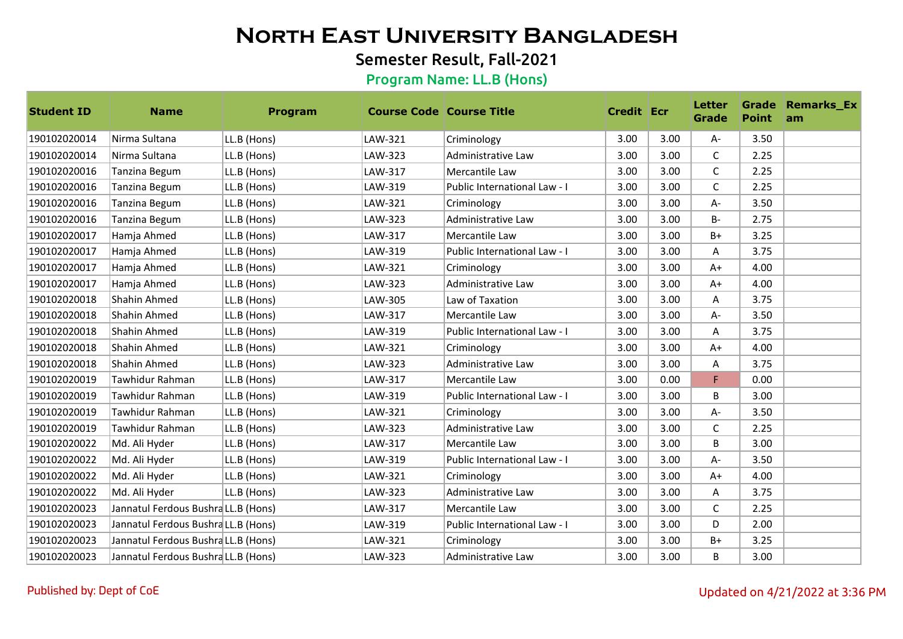# North East University Bangladesh

## Semester Result, Fall-2021

### Program Name: LL.B (Hons)

| Student ID | Name | Program | Course Code | Course Title | Credit | Ecr | Letter Grade | Grade Point | Remarks_Exam |
|---|---|---|---|---|---|---|---|---|---|
| 190102020014 | Nirma Sultana | LL.B (Hons) | LAW-321 | Criminology | 3.00 | 3.00 | A- | 3.50 | |
| 190102020014 | Nirma Sultana | LL.B (Hons) | LAW-323 | Administrative Law | 3.00 | 3.00 | C | 2.25 | |
| 190102020016 | Tanzina Begum | LL.B (Hons) | LAW-317 | Mercantile Law | 3.00 | 3.00 | C | 2.25 | |
| 190102020016 | Tanzina Begum | LL.B (Hons) | LAW-319 | Public International Law - I | 3.00 | 3.00 | C | 2.25 | |
| 190102020016 | Tanzina Begum | LL.B (Hons) | LAW-321 | Criminology | 3.00 | 3.00 | A- | 3.50 | |
| 190102020016 | Tanzina Begum | LL.B (Hons) | LAW-323 | Administrative Law | 3.00 | 3.00 | B- | 2.75 | |
| 190102020017 | Hamja Ahmed | LL.B (Hons) | LAW-317 | Mercantile Law | 3.00 | 3.00 | B+ | 3.25 | |
| 190102020017 | Hamja Ahmed | LL.B (Hons) | LAW-319 | Public International Law - I | 3.00 | 3.00 | A | 3.75 | |
| 190102020017 | Hamja Ahmed | LL.B (Hons) | LAW-321 | Criminology | 3.00 | 3.00 | A+ | 4.00 | |
| 190102020017 | Hamja Ahmed | LL.B (Hons) | LAW-323 | Administrative Law | 3.00 | 3.00 | A+ | 4.00 | |
| 190102020018 | Shahin Ahmed | LL.B (Hons) | LAW-305 | Law of Taxation | 3.00 | 3.00 | A | 3.75 | |
| 190102020018 | Shahin Ahmed | LL.B (Hons) | LAW-317 | Mercantile Law | 3.00 | 3.00 | A- | 3.50 | |
| 190102020018 | Shahin Ahmed | LL.B (Hons) | LAW-319 | Public International Law - I | 3.00 | 3.00 | A | 3.75 | |
| 190102020018 | Shahin Ahmed | LL.B (Hons) | LAW-321 | Criminology | 3.00 | 3.00 | A+ | 4.00 | |
| 190102020018 | Shahin Ahmed | LL.B (Hons) | LAW-323 | Administrative Law | 3.00 | 3.00 | A | 3.75 | |
| 190102020019 | Tawhidur Rahman | LL.B (Hons) | LAW-317 | Mercantile Law | 3.00 | 0.00 | F | 0.00 | |
| 190102020019 | Tawhidur Rahman | LL.B (Hons) | LAW-319 | Public International Law - I | 3.00 | 3.00 | B | 3.00 | |
| 190102020019 | Tawhidur Rahman | LL.B (Hons) | LAW-321 | Criminology | 3.00 | 3.00 | A- | 3.50 | |
| 190102020019 | Tawhidur Rahman | LL.B (Hons) | LAW-323 | Administrative Law | 3.00 | 3.00 | C | 2.25 | |
| 190102020022 | Md. Ali Hyder | LL.B (Hons) | LAW-317 | Mercantile Law | 3.00 | 3.00 | B | 3.00 | |
| 190102020022 | Md. Ali Hyder | LL.B (Hons) | LAW-319 | Public International Law - I | 3.00 | 3.00 | A- | 3.50 | |
| 190102020022 | Md. Ali Hyder | LL.B (Hons) | LAW-321 | Criminology | 3.00 | 3.00 | A+ | 4.00 | |
| 190102020022 | Md. Ali Hyder | LL.B (Hons) | LAW-323 | Administrative Law | 3.00 | 3.00 | A | 3.75 | |
| 190102020023 | Jannatul Ferdous Bushra | LL.B (Hons) | LAW-317 | Mercantile Law | 3.00 | 3.00 | C | 2.25 | |
| 190102020023 | Jannatul Ferdous Bushra | LL.B (Hons) | LAW-319 | Public International Law - I | 3.00 | 3.00 | D | 2.00 | |
| 190102020023 | Jannatul Ferdous Bushra | LL.B (Hons) | LAW-321 | Criminology | 3.00 | 3.00 | B+ | 3.25 | |
| 190102020023 | Jannatul Ferdous Bushra | LL.B (Hons) | LAW-323 | Administrative Law | 3.00 | 3.00 | B | 3.00 | |

Published by: Dept of CoE

Updated on 4/21/2022 at 3:36 PM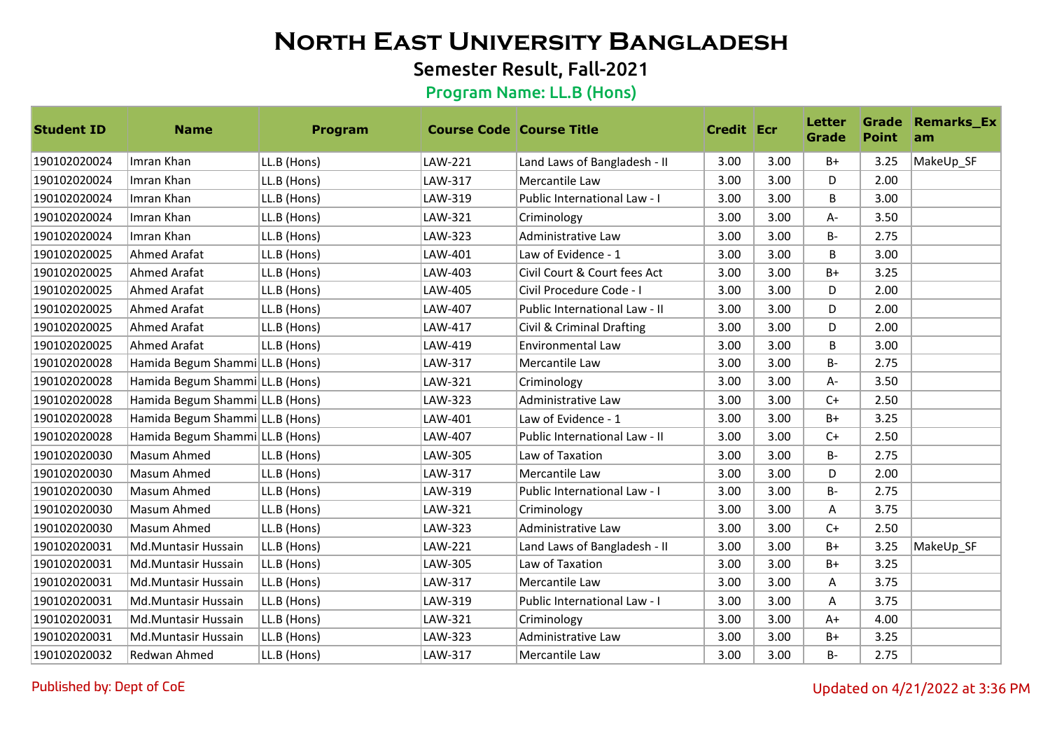# North East University Bangladesh

## Semester Result, Fall-2021

### Program Name: LL.B (Hons)

| Student ID | Name | Program | Course Code | Course Title | Credit | Ecr | Letter Grade | Grade Point | Remarks_Exam |
|---|---|---|---|---|---|---|---|---|---|
| 190102020024 | Imran Khan | LL.B (Hons) | LAW-221 | Land Laws of Bangladesh - II | 3.00 | 3.00 | B+ | 3.25 | MakeUp_SF |
| 190102020024 | Imran Khan | LL.B (Hons) | LAW-317 | Mercantile Law | 3.00 | 3.00 | D | 2.00 | |
| 190102020024 | Imran Khan | LL.B (Hons) | LAW-319 | Public International Law - I | 3.00 | 3.00 | B | 3.00 | |
| 190102020024 | Imran Khan | LL.B (Hons) | LAW-321 | Criminology | 3.00 | 3.00 | A- | 3.50 | |
| 190102020024 | Imran Khan | LL.B (Hons) | LAW-323 | Administrative Law | 3.00 | 3.00 | B- | 2.75 | |
| 190102020025 | Ahmed Arafat | LL.B (Hons) | LAW-401 | Law of Evidence - 1 | 3.00 | 3.00 | B | 3.00 | |
| 190102020025 | Ahmed Arafat | LL.B (Hons) | LAW-403 | Civil Court & Court fees Act | 3.00 | 3.00 | B+ | 3.25 | |
| 190102020025 | Ahmed Arafat | LL.B (Hons) | LAW-405 | Civil Procedure Code - I | 3.00 | 3.00 | D | 2.00 | |
| 190102020025 | Ahmed Arafat | LL.B (Hons) | LAW-407 | Public International Law - II | 3.00 | 3.00 | D | 2.00 | |
| 190102020025 | Ahmed Arafat | LL.B (Hons) | LAW-417 | Civil & Criminal Drafting | 3.00 | 3.00 | D | 2.00 | |
| 190102020025 | Ahmed Arafat | LL.B (Hons) | LAW-419 | Environmental Law | 3.00 | 3.00 | B | 3.00 | |
| 190102020028 | Hamida Begum Shammi | LL.B (Hons) | LAW-317 | Mercantile Law | 3.00 | 3.00 | B- | 2.75 | |
| 190102020028 | Hamida Begum Shammi | LL.B (Hons) | LAW-321 | Criminology | 3.00 | 3.00 | A- | 3.50 | |
| 190102020028 | Hamida Begum Shammi | LL.B (Hons) | LAW-323 | Administrative Law | 3.00 | 3.00 | C+ | 2.50 | |
| 190102020028 | Hamida Begum Shammi | LL.B (Hons) | LAW-401 | Law of Evidence - 1 | 3.00 | 3.00 | B+ | 3.25 | |
| 190102020028 | Hamida Begum Shammi | LL.B (Hons) | LAW-407 | Public International Law - II | 3.00 | 3.00 | C+ | 2.50 | |
| 190102020030 | Masum Ahmed | LL.B (Hons) | LAW-305 | Law of Taxation | 3.00 | 3.00 | B- | 2.75 | |
| 190102020030 | Masum Ahmed | LL.B (Hons) | LAW-317 | Mercantile Law | 3.00 | 3.00 | D | 2.00 | |
| 190102020030 | Masum Ahmed | LL.B (Hons) | LAW-319 | Public International Law - I | 3.00 | 3.00 | B- | 2.75 | |
| 190102020030 | Masum Ahmed | LL.B (Hons) | LAW-321 | Criminology | 3.00 | 3.00 | A | 3.75 | |
| 190102020030 | Masum Ahmed | LL.B (Hons) | LAW-323 | Administrative Law | 3.00 | 3.00 | C+ | 2.50 | |
| 190102020031 | Md.Muntasir Hussain | LL.B (Hons) | LAW-221 | Land Laws of Bangladesh - II | 3.00 | 3.00 | B+ | 3.25 | MakeUp_SF |
| 190102020031 | Md.Muntasir Hussain | LL.B (Hons) | LAW-305 | Law of Taxation | 3.00 | 3.00 | B+ | 3.25 | |
| 190102020031 | Md.Muntasir Hussain | LL.B (Hons) | LAW-317 | Mercantile Law | 3.00 | 3.00 | A | 3.75 | |
| 190102020031 | Md.Muntasir Hussain | LL.B (Hons) | LAW-319 | Public International Law - I | 3.00 | 3.00 | A | 3.75 | |
| 190102020031 | Md.Muntasir Hussain | LL.B (Hons) | LAW-321 | Criminology | 3.00 | 3.00 | A+ | 4.00 | |
| 190102020031 | Md.Muntasir Hussain | LL.B (Hons) | LAW-323 | Administrative Law | 3.00 | 3.00 | B+ | 3.25 | |
| 190102020032 | Redwan Ahmed | LL.B (Hons) | LAW-317 | Mercantile Law | 3.00 | 3.00 | B- | 2.75 | |

Published by: Dept of CoE

Updated on 4/21/2022 at 3:36 PM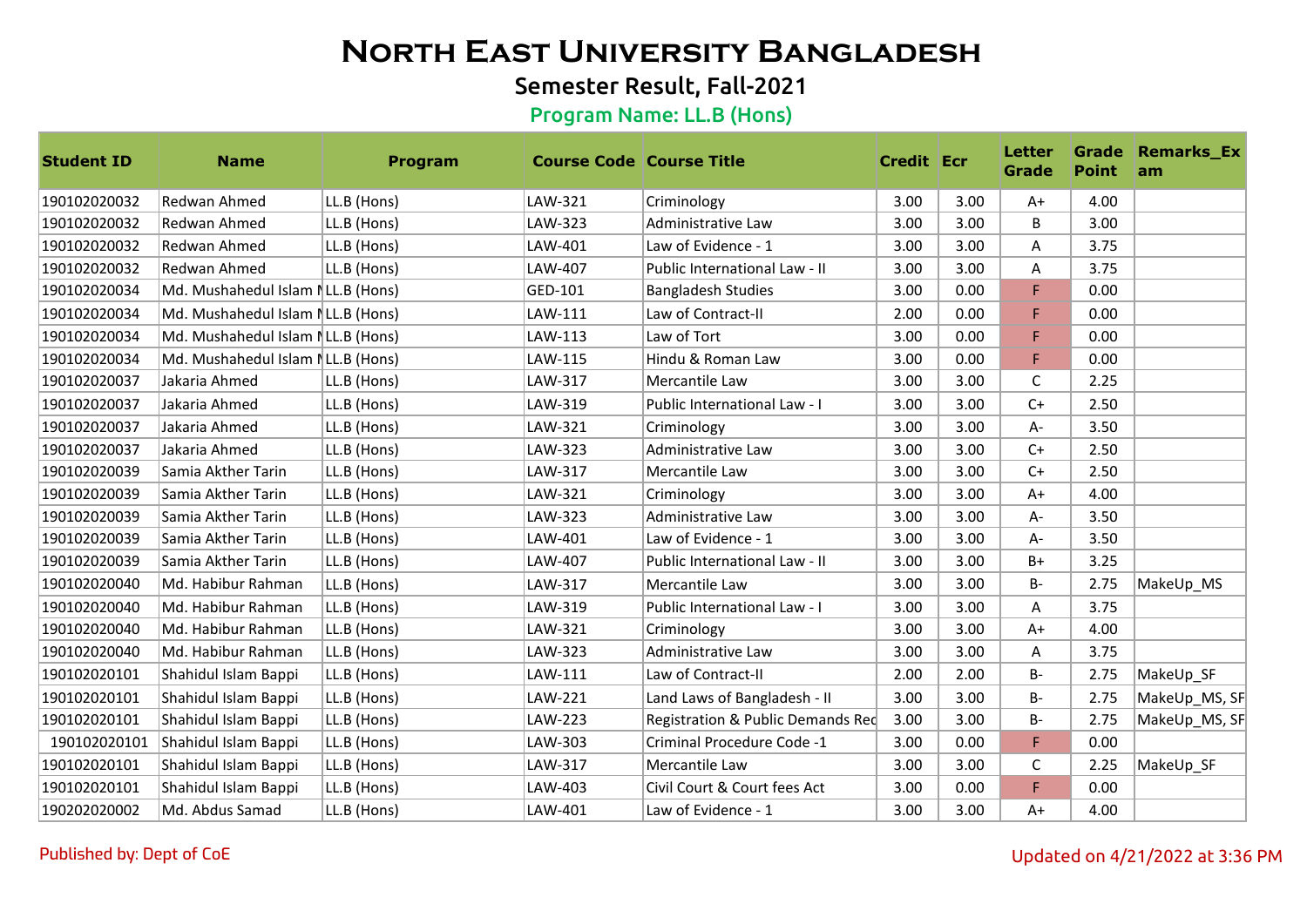# North East University Bangladesh

## Semester Result, Fall-2021

### Program Name: LL.B (Hons)

| Student ID | Name | Program | Course Code | Course Title | Credit | Ecr | Letter Grade | Grade Point | Remarks_Exam |
|---|---|---|---|---|---|---|---|---|---|
| 190102020032 | Redwan Ahmed | LL.B (Hons) | LAW-321 | Criminology | 3.00 | 3.00 | A+ | 4.00 | |
| 190102020032 | Redwan Ahmed | LL.B (Hons) | LAW-323 | Administrative Law | 3.00 | 3.00 | B | 3.00 | |
| 190102020032 | Redwan Ahmed | LL.B (Hons) | LAW-401 | Law of Evidence - 1 | 3.00 | 3.00 | A | 3.75 | |
| 190102020032 | Redwan Ahmed | LL.B (Hons) | LAW-407 | Public International Law - II | 3.00 | 3.00 | A | 3.75 | |
| 190102020034 | Md. Mushahedul Islam N | LL.B (Hons) | GED-101 | Bangladesh Studies | 3.00 | 0.00 | F | 0.00 | |
| 190102020034 | Md. Mushahedul Islam N | LL.B (Hons) | LAW-111 | Law of Contract-II | 2.00 | 0.00 | F | 0.00 | |
| 190102020034 | Md. Mushahedul Islam N | LL.B (Hons) | LAW-113 | Law of Tort | 3.00 | 0.00 | F | 0.00 | |
| 190102020034 | Md. Mushahedul Islam N | LL.B (Hons) | LAW-115 | Hindu & Roman Law | 3.00 | 0.00 | F | 0.00 | |
| 190102020037 | Jakaria Ahmed | LL.B (Hons) | LAW-317 | Mercantile Law | 3.00 | 3.00 | C | 2.25 | |
| 190102020037 | Jakaria Ahmed | LL.B (Hons) | LAW-319 | Public International Law - I | 3.00 | 3.00 | C+ | 2.50 | |
| 190102020037 | Jakaria Ahmed | LL.B (Hons) | LAW-321 | Criminology | 3.00 | 3.00 | A- | 3.50 | |
| 190102020037 | Jakaria Ahmed | LL.B (Hons) | LAW-323 | Administrative Law | 3.00 | 3.00 | C+ | 2.50 | |
| 190102020039 | Samia Akther Tarin | LL.B (Hons) | LAW-317 | Mercantile Law | 3.00 | 3.00 | C+ | 2.50 | |
| 190102020039 | Samia Akther Tarin | LL.B (Hons) | LAW-321 | Criminology | 3.00 | 3.00 | A+ | 4.00 | |
| 190102020039 | Samia Akther Tarin | LL.B (Hons) | LAW-323 | Administrative Law | 3.00 | 3.00 | A- | 3.50 | |
| 190102020039 | Samia Akther Tarin | LL.B (Hons) | LAW-401 | Law of Evidence - 1 | 3.00 | 3.00 | A- | 3.50 | |
| 190102020039 | Samia Akther Tarin | LL.B (Hons) | LAW-407 | Public International Law - II | 3.00 | 3.00 | B+ | 3.25 | |
| 190102020040 | Md. Habibur Rahman | LL.B (Hons) | LAW-317 | Mercantile Law | 3.00 | 3.00 | B- | 2.75 | MakeUp_MS |
| 190102020040 | Md. Habibur Rahman | LL.B (Hons) | LAW-319 | Public International Law - I | 3.00 | 3.00 | A | 3.75 | |
| 190102020040 | Md. Habibur Rahman | LL.B (Hons) | LAW-321 | Criminology | 3.00 | 3.00 | A+ | 4.00 | |
| 190102020040 | Md. Habibur Rahman | LL.B (Hons) | LAW-323 | Administrative Law | 3.00 | 3.00 | A | 3.75 | |
| 190102020101 | Shahidul Islam Bappi | LL.B (Hons) | LAW-111 | Law of Contract-II | 2.00 | 2.00 | B- | 2.75 | MakeUp_SF |
| 190102020101 | Shahidul Islam Bappi | LL.B (Hons) | LAW-221 | Land Laws of Bangladesh - II | 3.00 | 3.00 | B- | 2.75 | MakeUp_MS, SF |
| 190102020101 | Shahidul Islam Bappi | LL.B (Hons) | LAW-223 | Registration & Public Demands Rec | 3.00 | 3.00 | B- | 2.75 | MakeUp_MS, SF |
| 190102020101 | Shahidul Islam Bappi | LL.B (Hons) | LAW-303 | Criminal Procedure Code -1 | 3.00 | 0.00 | F | 0.00 | |
| 190102020101 | Shahidul Islam Bappi | LL.B (Hons) | LAW-317 | Mercantile Law | 3.00 | 3.00 | C | 2.25 | MakeUp_SF |
| 190102020101 | Shahidul Islam Bappi | LL.B (Hons) | LAW-403 | Civil Court & Court fees Act | 3.00 | 0.00 | F | 0.00 | |
| 190202020002 | Md. Abdus Samad | LL.B (Hons) | LAW-401 | Law of Evidence - 1 | 3.00 | 3.00 | A+ | 4.00 | |

Published by: Dept of CoE

Updated on 4/21/2022 at 3:36 PM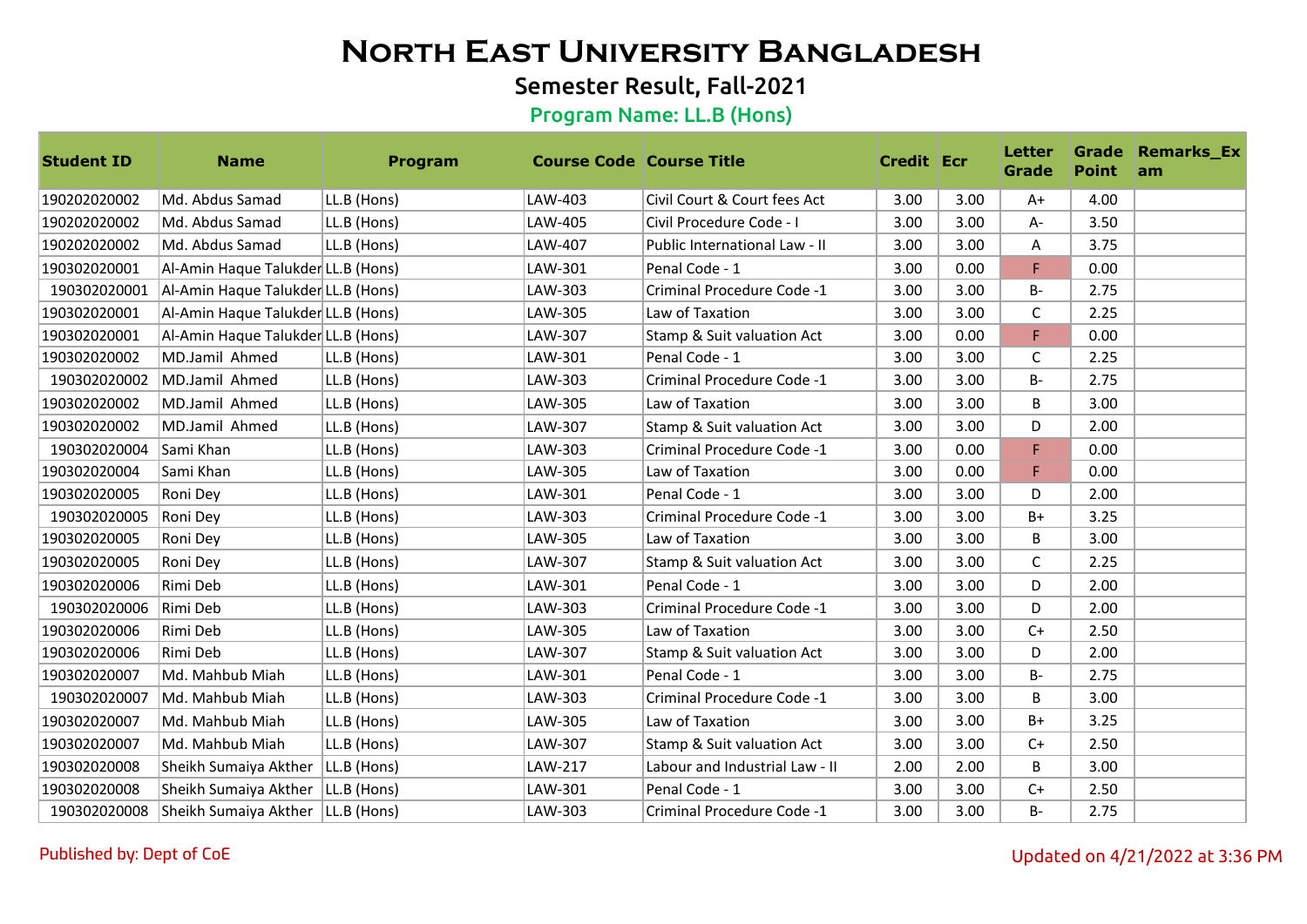# North East University Bangladesh

## Semester Result, Fall-2021

### Program Name: LL.B (Hons)

| Student ID | Name | Program | Course Code | Course Title | Credit | Ecr | Letter Grade | Grade Point | Remarks_Exam |
|---|---|---|---|---|---|---|---|---|---|
| 190202020002 | Md. Abdus Samad | LL.B (Hons) | LAW-403 | Civil Court & Court fees Act | 3.00 | 3.00 | A+ | 4.00 | |
| 190202020002 | Md. Abdus Samad | LL.B (Hons) | LAW-405 | Civil Procedure Code - I | 3.00 | 3.00 | A- | 3.50 | |
| 190202020002 | Md. Abdus Samad | LL.B (Hons) | LAW-407 | Public International Law - II | 3.00 | 3.00 | A | 3.75 | |
| 190302020001 | Al-Amin Haque Talukder | LL.B (Hons) | LAW-301 | Penal Code - 1 | 3.00 | 0.00 | F | 0.00 | |
| 190302020001 | Al-Amin Haque Talukder | LL.B (Hons) | LAW-303 | Criminal Procedure Code -1 | 3.00 | 3.00 | B- | 2.75 | |
| 190302020001 | Al-Amin Haque Talukder | LL.B (Hons) | LAW-305 | Law of Taxation | 3.00 | 3.00 | C | 2.25 | |
| 190302020001 | Al-Amin Haque Talukder | LL.B (Hons) | LAW-307 | Stamp & Suit valuation Act | 3.00 | 0.00 | F | 0.00 | |
| 190302020002 | MD.Jamil Ahmed | LL.B (Hons) | LAW-301 | Penal Code - 1 | 3.00 | 3.00 | C | 2.25 | |
| 190302020002 | MD.Jamil Ahmed | LL.B (Hons) | LAW-303 | Criminal Procedure Code -1 | 3.00 | 3.00 | B- | 2.75 | |
| 190302020002 | MD.Jamil Ahmed | LL.B (Hons) | LAW-305 | Law of Taxation | 3.00 | 3.00 | B | 3.00 | |
| 190302020002 | MD.Jamil Ahmed | LL.B (Hons) | LAW-307 | Stamp & Suit valuation Act | 3.00 | 3.00 | D | 2.00 | |
| 190302020004 | Sami Khan | LL.B (Hons) | LAW-303 | Criminal Procedure Code -1 | 3.00 | 0.00 | F | 0.00 | |
| 190302020004 | Sami Khan | LL.B (Hons) | LAW-305 | Law of Taxation | 3.00 | 0.00 | F | 0.00 | |
| 190302020005 | Roni Dey | LL.B (Hons) | LAW-301 | Penal Code - 1 | 3.00 | 3.00 | D | 2.00 | |
| 190302020005 | Roni Dey | LL.B (Hons) | LAW-303 | Criminal Procedure Code -1 | 3.00 | 3.00 | B+ | 3.25 | |
| 190302020005 | Roni Dey | LL.B (Hons) | LAW-305 | Law of Taxation | 3.00 | 3.00 | B | 3.00 | |
| 190302020005 | Roni Dey | LL.B (Hons) | LAW-307 | Stamp & Suit valuation Act | 3.00 | 3.00 | C | 2.25 | |
| 190302020006 | Rimi Deb | LL.B (Hons) | LAW-301 | Penal Code - 1 | 3.00 | 3.00 | D | 2.00 | |
| 190302020006 | Rimi Deb | LL.B (Hons) | LAW-303 | Criminal Procedure Code -1 | 3.00 | 3.00 | D | 2.00 | |
| 190302020006 | Rimi Deb | LL.B (Hons) | LAW-305 | Law of Taxation | 3.00 | 3.00 | C+ | 2.50 | |
| 190302020006 | Rimi Deb | LL.B (Hons) | LAW-307 | Stamp & Suit valuation Act | 3.00 | 3.00 | D | 2.00 | |
| 190302020007 | Md. Mahbub Miah | LL.B (Hons) | LAW-301 | Penal Code - 1 | 3.00 | 3.00 | B- | 2.75 | |
| 190302020007 | Md. Mahbub Miah | LL.B (Hons) | LAW-303 | Criminal Procedure Code -1 | 3.00 | 3.00 | B | 3.00 | |
| 190302020007 | Md. Mahbub Miah | LL.B (Hons) | LAW-305 | Law of Taxation | 3.00 | 3.00 | B+ | 3.25 | |
| 190302020007 | Md. Mahbub Miah | LL.B (Hons) | LAW-307 | Stamp & Suit valuation Act | 3.00 | 3.00 | C+ | 2.50 | |
| 190302020008 | Sheikh Sumaiya Akther | LL.B (Hons) | LAW-217 | Labour and Industrial Law - II | 2.00 | 2.00 | B | 3.00 | |
| 190302020008 | Sheikh Sumaiya Akther | LL.B (Hons) | LAW-301 | Penal Code - 1 | 3.00 | 3.00 | C+ | 2.50 | |
| 190302020008 | Sheikh Sumaiya Akther | LL.B (Hons) | LAW-303 | Criminal Procedure Code -1 | 3.00 | 3.00 | B- | 2.75 | |

Published by: Dept of CoE

Updated on 4/21/2022 at 3:36 PM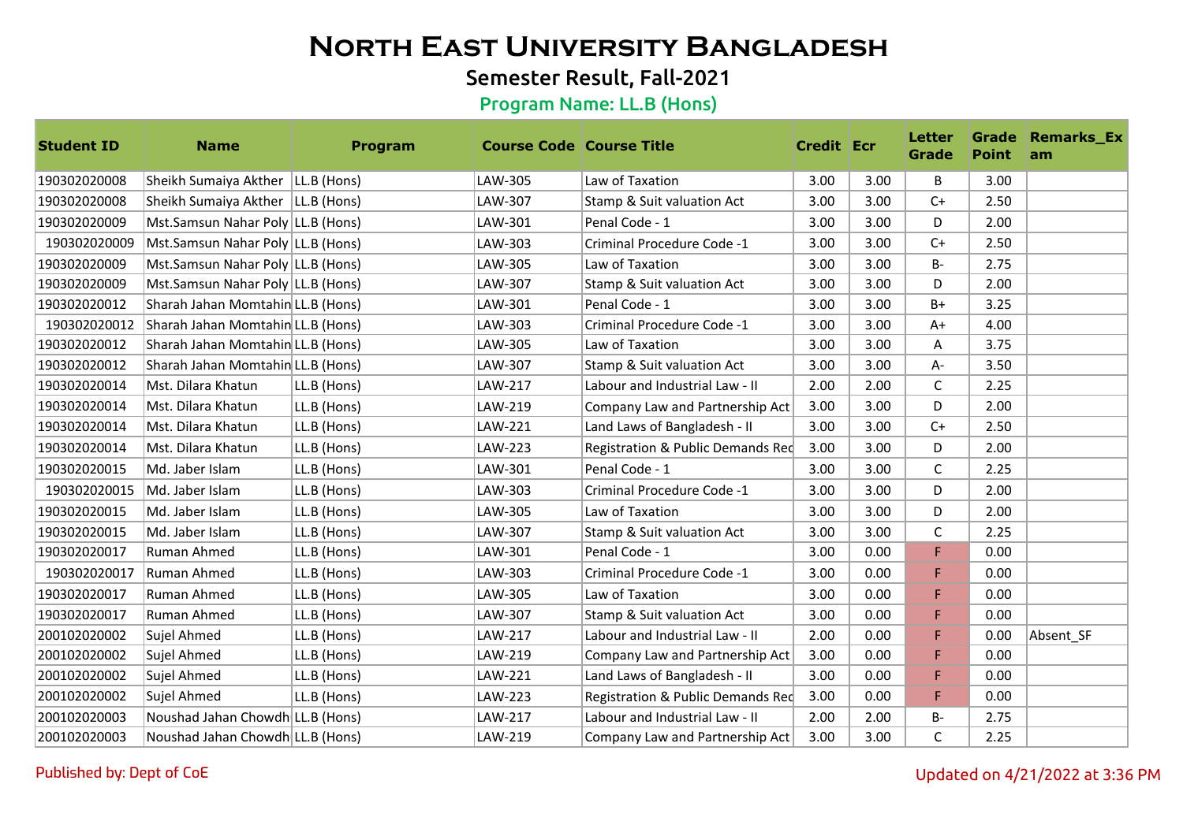# North East University Bangladesh

## Semester Result, Fall-2021

### Program Name: LL.B (Hons)

| Student ID | Name | Program | Course Code | Course Title | Credit | Ecr | Letter Grade | Grade Point | Remarks_Exam |
|---|---|---|---|---|---|---|---|---|---|
| 190302020008 | Sheikh Sumaiya Akther | LL.B (Hons) | LAW-305 | Law of Taxation | 3.00 | 3.00 | B | 3.00 | |
| 190302020008 | Sheikh Sumaiya Akther | LL.B (Hons) | LAW-307 | Stamp & Suit valuation Act | 3.00 | 3.00 | C+ | 2.50 | |
| 190302020009 | Mst.Samsun Nahar Poly | LL.B (Hons) | LAW-301 | Penal Code - 1 | 3.00 | 3.00 | D | 2.00 | |
| 190302020009 | Mst.Samsun Nahar Poly | LL.B (Hons) | LAW-303 | Criminal Procedure Code -1 | 3.00 | 3.00 | C+ | 2.50 | |
| 190302020009 | Mst.Samsun Nahar Poly | LL.B (Hons) | LAW-305 | Law of Taxation | 3.00 | 3.00 | B- | 2.75 | |
| 190302020009 | Mst.Samsun Nahar Poly | LL.B (Hons) | LAW-307 | Stamp & Suit valuation Act | 3.00 | 3.00 | D | 2.00 | |
| 190302020012 | Sharah Jahan Momtahin | LL.B (Hons) | LAW-301 | Penal Code - 1 | 3.00 | 3.00 | B+ | 3.25 | |
| 190302020012 | Sharah Jahan Momtahin | LL.B (Hons) | LAW-303 | Criminal Procedure Code -1 | 3.00 | 3.00 | A+ | 4.00 | |
| 190302020012 | Sharah Jahan Momtahin | LL.B (Hons) | LAW-305 | Law of Taxation | 3.00 | 3.00 | A | 3.75 | |
| 190302020012 | Sharah Jahan Momtahin | LL.B (Hons) | LAW-307 | Stamp & Suit valuation Act | 3.00 | 3.00 | A- | 3.50 | |
| 190302020014 | Mst. Dilara Khatun | LL.B (Hons) | LAW-217 | Labour and Industrial Law - II | 2.00 | 2.00 | C | 2.25 | |
| 190302020014 | Mst. Dilara Khatun | LL.B (Hons) | LAW-219 | Company Law and Partnership Act | 3.00 | 3.00 | D | 2.00 | |
| 190302020014 | Mst. Dilara Khatun | LL.B (Hons) | LAW-221 | Land Laws of Bangladesh - II | 3.00 | 3.00 | C+ | 2.50 | |
| 190302020014 | Mst. Dilara Khatun | LL.B (Hons) | LAW-223 | Registration & Public Demands Rec | 3.00 | 3.00 | D | 2.00 | |
| 190302020015 | Md. Jaber Islam | LL.B (Hons) | LAW-301 | Penal Code - 1 | 3.00 | 3.00 | C | 2.25 | |
| 190302020015 | Md. Jaber Islam | LL.B (Hons) | LAW-303 | Criminal Procedure Code -1 | 3.00 | 3.00 | D | 2.00 | |
| 190302020015 | Md. Jaber Islam | LL.B (Hons) | LAW-305 | Law of Taxation | 3.00 | 3.00 | D | 2.00 | |
| 190302020015 | Md. Jaber Islam | LL.B (Hons) | LAW-307 | Stamp & Suit valuation Act | 3.00 | 3.00 | C | 2.25 | |
| 190302020017 | Ruman Ahmed | LL.B (Hons) | LAW-301 | Penal Code - 1 | 3.00 | 0.00 | F | 0.00 | |
| 190302020017 | Ruman Ahmed | LL.B (Hons) | LAW-303 | Criminal Procedure Code -1 | 3.00 | 0.00 | F | 0.00 | |
| 190302020017 | Ruman Ahmed | LL.B (Hons) | LAW-305 | Law of Taxation | 3.00 | 0.00 | F | 0.00 | |
| 190302020017 | Ruman Ahmed | LL.B (Hons) | LAW-307 | Stamp & Suit valuation Act | 3.00 | 0.00 | F | 0.00 | |
| 200102020002 | Sujel Ahmed | LL.B (Hons) | LAW-217 | Labour and Industrial Law - II | 2.00 | 0.00 | F | 0.00 | Absent_SF |
| 200102020002 | Sujel Ahmed | LL.B (Hons) | LAW-219 | Company Law and Partnership Act | 3.00 | 0.00 | F | 0.00 | |
| 200102020002 | Sujel Ahmed | LL.B (Hons) | LAW-221 | Land Laws of Bangladesh - II | 3.00 | 0.00 | F | 0.00 | |
| 200102020002 | Sujel Ahmed | LL.B (Hons) | LAW-223 | Registration & Public Demands Rec | 3.00 | 0.00 | F | 0.00 | |
| 200102020003 | Noushad Jahan Chowdh | LL.B (Hons) | LAW-217 | Labour and Industrial Law - II | 2.00 | 2.00 | B- | 2.75 | |
| 200102020003 | Noushad Jahan Chowdh | LL.B (Hons) | LAW-219 | Company Law and Partnership Act | 3.00 | 3.00 | C | 2.25 | |

Published by: Dept of CoE

Updated on 4/21/2022 at 3:36 PM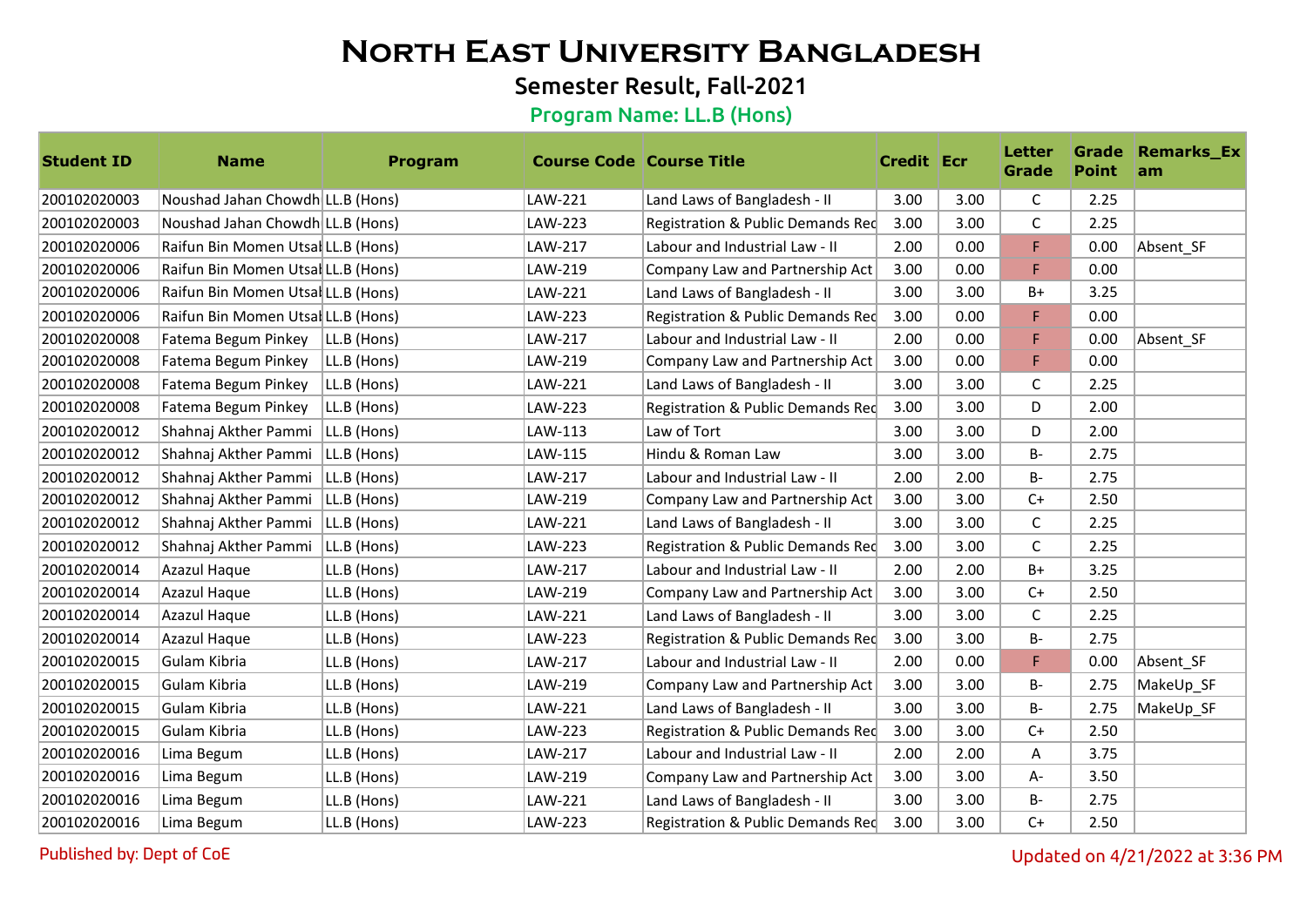# North East University Bangladesh

## Semester Result, Fall-2021

### Program Name: LL.B (Hons)

| Student ID | Name | Program | Course Code | Course Title | Credit | Ecr | Letter Grade | Grade Point | Remarks_Exam |
|---|---|---|---|---|---|---|---|---|---|
| 200102020003 | Noushad Jahan Chowdh | LL.B (Hons) | LAW-221 | Land Laws of Bangladesh - II | 3.00 | 3.00 | C | 2.25 | |
| 200102020003 | Noushad Jahan Chowdh | LL.B (Hons) | LAW-223 | Registration & Public Demands Rec | 3.00 | 3.00 | C | 2.25 | |
| 200102020006 | Raifun Bin Momen Utsal | LL.B (Hons) | LAW-217 | Labour and Industrial Law - II | 2.00 | 0.00 | F | 0.00 | Absent_SF |
| 200102020006 | Raifun Bin Momen Utsal | LL.B (Hons) | LAW-219 | Company Law and Partnership Act | 3.00 | 0.00 | F | 0.00 | |
| 200102020006 | Raifun Bin Momen Utsal | LL.B (Hons) | LAW-221 | Land Laws of Bangladesh - II | 3.00 | 3.00 | B+ | 3.25 | |
| 200102020006 | Raifun Bin Momen Utsal | LL.B (Hons) | LAW-223 | Registration & Public Demands Rec | 3.00 | 0.00 | F | 0.00 | |
| 200102020008 | Fatema Begum Pinkey | LL.B (Hons) | LAW-217 | Labour and Industrial Law - II | 2.00 | 0.00 | F | 0.00 | Absent_SF |
| 200102020008 | Fatema Begum Pinkey | LL.B (Hons) | LAW-219 | Company Law and Partnership Act | 3.00 | 0.00 | F | 0.00 | |
| 200102020008 | Fatema Begum Pinkey | LL.B (Hons) | LAW-221 | Land Laws of Bangladesh - II | 3.00 | 3.00 | C | 2.25 | |
| 200102020008 | Fatema Begum Pinkey | LL.B (Hons) | LAW-223 | Registration & Public Demands Rec | 3.00 | 3.00 | D | 2.00 | |
| 200102020012 | Shahnaj Akther Pammi | LL.B (Hons) | LAW-113 | Law of Tort | 3.00 | 3.00 | D | 2.00 | |
| 200102020012 | Shahnaj Akther Pammi | LL.B (Hons) | LAW-115 | Hindu & Roman Law | 3.00 | 3.00 | B- | 2.75 | |
| 200102020012 | Shahnaj Akther Pammi | LL.B (Hons) | LAW-217 | Labour and Industrial Law - II | 2.00 | 2.00 | B- | 2.75 | |
| 200102020012 | Shahnaj Akther Pammi | LL.B (Hons) | LAW-219 | Company Law and Partnership Act | 3.00 | 3.00 | C+ | 2.50 | |
| 200102020012 | Shahnaj Akther Pammi | LL.B (Hons) | LAW-221 | Land Laws of Bangladesh - II | 3.00 | 3.00 | C | 2.25 | |
| 200102020012 | Shahnaj Akther Pammi | LL.B (Hons) | LAW-223 | Registration & Public Demands Rec | 3.00 | 3.00 | C | 2.25 | |
| 200102020014 | Azazul Haque | LL.B (Hons) | LAW-217 | Labour and Industrial Law - II | 2.00 | 2.00 | B+ | 3.25 | |
| 200102020014 | Azazul Haque | LL.B (Hons) | LAW-219 | Company Law and Partnership Act | 3.00 | 3.00 | C+ | 2.50 | |
| 200102020014 | Azazul Haque | LL.B (Hons) | LAW-221 | Land Laws of Bangladesh - II | 3.00 | 3.00 | C | 2.25 | |
| 200102020014 | Azazul Haque | LL.B (Hons) | LAW-223 | Registration & Public Demands Rec | 3.00 | 3.00 | B- | 2.75 | |
| 200102020015 | Gulam Kibria | LL.B (Hons) | LAW-217 | Labour and Industrial Law - II | 2.00 | 0.00 | F | 0.00 | Absent_SF |
| 200102020015 | Gulam Kibria | LL.B (Hons) | LAW-219 | Company Law and Partnership Act | 3.00 | 3.00 | B- | 2.75 | MakeUp_SF |
| 200102020015 | Gulam Kibria | LL.B (Hons) | LAW-221 | Land Laws of Bangladesh - II | 3.00 | 3.00 | B- | 2.75 | MakeUp_SF |
| 200102020015 | Gulam Kibria | LL.B (Hons) | LAW-223 | Registration & Public Demands Rec | 3.00 | 3.00 | C+ | 2.50 | |
| 200102020016 | Lima Begum | LL.B (Hons) | LAW-217 | Labour and Industrial Law - II | 2.00 | 2.00 | A | 3.75 | |
| 200102020016 | Lima Begum | LL.B (Hons) | LAW-219 | Company Law and Partnership Act | 3.00 | 3.00 | A- | 3.50 | |
| 200102020016 | Lima Begum | LL.B (Hons) | LAW-221 | Land Laws of Bangladesh - II | 3.00 | 3.00 | B- | 2.75 | |
| 200102020016 | Lima Begum | LL.B (Hons) | LAW-223 | Registration & Public Demands Rec | 3.00 | 3.00 | C+ | 2.50 | |

Published by: Dept of CoE

Updated on 4/21/2022 at 3:36 PM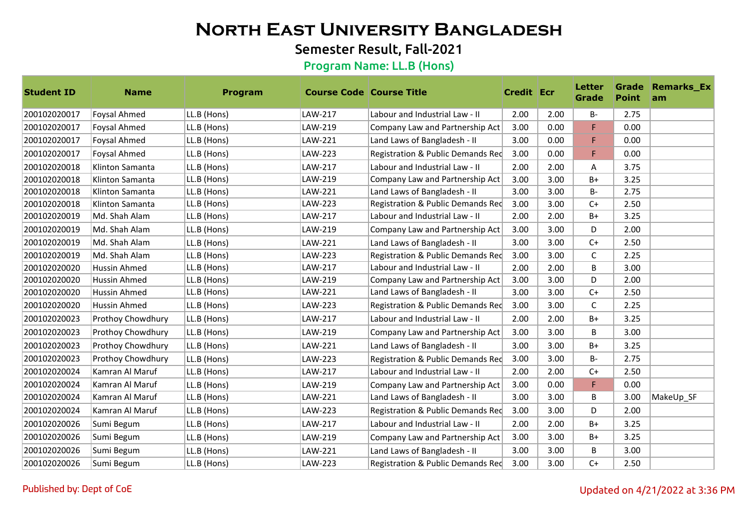# North East University Bangladesh

## Semester Result, Fall-2021

### Program Name: LL.B (Hons)

| Student ID | Name | Program | Course Code | Course Title | Credit | Ecr | Letter Grade | Grade Point | Remarks_Exam |
|---|---|---|---|---|---|---|---|---|---|
| 200102020017 | Foysal Ahmed | LL.B (Hons) | LAW-217 | Labour and Industrial Law - II | 2.00 | 2.00 | B- | 2.75 | |
| 200102020017 | Foysal Ahmed | LL.B (Hons) | LAW-219 | Company Law and Partnership Act | 3.00 | 0.00 | F | 0.00 | |
| 200102020017 | Foysal Ahmed | LL.B (Hons) | LAW-221 | Land Laws of Bangladesh - II | 3.00 | 0.00 | F | 0.00 | |
| 200102020017 | Foysal Ahmed | LL.B (Hons) | LAW-223 | Registration & Public Demands Rec | 3.00 | 0.00 | F | 0.00 | |
| 200102020018 | Klinton Samanta | LL.B (Hons) | LAW-217 | Labour and Industrial Law - II | 2.00 | 2.00 | A | 3.75 | |
| 200102020018 | Klinton Samanta | LL.B (Hons) | LAW-219 | Company Law and Partnership Act | 3.00 | 3.00 | B+ | 3.25 | |
| 200102020018 | Klinton Samanta | LL.B (Hons) | LAW-221 | Land Laws of Bangladesh - II | 3.00 | 3.00 | B- | 2.75 | |
| 200102020018 | Klinton Samanta | LL.B (Hons) | LAW-223 | Registration & Public Demands Rec | 3.00 | 3.00 | C+ | 2.50 | |
| 200102020019 | Md. Shah Alam | LL.B (Hons) | LAW-217 | Labour and Industrial Law - II | 2.00 | 2.00 | B+ | 3.25 | |
| 200102020019 | Md. Shah Alam | LL.B (Hons) | LAW-219 | Company Law and Partnership Act | 3.00 | 3.00 | D | 2.00 | |
| 200102020019 | Md. Shah Alam | LL.B (Hons) | LAW-221 | Land Laws of Bangladesh - II | 3.00 | 3.00 | C+ | 2.50 | |
| 200102020019 | Md. Shah Alam | LL.B (Hons) | LAW-223 | Registration & Public Demands Rec | 3.00 | 3.00 | C | 2.25 | |
| 200102020020 | Hussin Ahmed | LL.B (Hons) | LAW-217 | Labour and Industrial Law - II | 2.00 | 2.00 | B | 3.00 | |
| 200102020020 | Hussin Ahmed | LL.B (Hons) | LAW-219 | Company Law and Partnership Act | 3.00 | 3.00 | D | 2.00 | |
| 200102020020 | Hussin Ahmed | LL.B (Hons) | LAW-221 | Land Laws of Bangladesh - II | 3.00 | 3.00 | C+ | 2.50 | |
| 200102020020 | Hussin Ahmed | LL.B (Hons) | LAW-223 | Registration & Public Demands Rec | 3.00 | 3.00 | C | 2.25 | |
| 200102020023 | Prothoy Chowdhury | LL.B (Hons) | LAW-217 | Labour and Industrial Law - II | 2.00 | 2.00 | B+ | 3.25 | |
| 200102020023 | Prothoy Chowdhury | LL.B (Hons) | LAW-219 | Company Law and Partnership Act | 3.00 | 3.00 | B | 3.00 | |
| 200102020023 | Prothoy Chowdhury | LL.B (Hons) | LAW-221 | Land Laws of Bangladesh - II | 3.00 | 3.00 | B+ | 3.25 | |
| 200102020023 | Prothoy Chowdhury | LL.B (Hons) | LAW-223 | Registration & Public Demands Rec | 3.00 | 3.00 | B- | 2.75 | |
| 200102020024 | Kamran Al Maruf | LL.B (Hons) | LAW-217 | Labour and Industrial Law - II | 2.00 | 2.00 | C+ | 2.50 | |
| 200102020024 | Kamran Al Maruf | LL.B (Hons) | LAW-219 | Company Law and Partnership Act | 3.00 | 0.00 | F | 0.00 | |
| 200102020024 | Kamran Al Maruf | LL.B (Hons) | LAW-221 | Land Laws of Bangladesh - II | 3.00 | 3.00 | B | 3.00 | MakeUp_SF |
| 200102020024 | Kamran Al Maruf | LL.B (Hons) | LAW-223 | Registration & Public Demands Rec | 3.00 | 3.00 | D | 2.00 | |
| 200102020026 | Sumi Begum | LL.B (Hons) | LAW-217 | Labour and Industrial Law - II | 2.00 | 2.00 | B+ | 3.25 | |
| 200102020026 | Sumi Begum | LL.B (Hons) | LAW-219 | Company Law and Partnership Act | 3.00 | 3.00 | B+ | 3.25 | |
| 200102020026 | Sumi Begum | LL.B (Hons) | LAW-221 | Land Laws of Bangladesh - II | 3.00 | 3.00 | B | 3.00 | |
| 200102020026 | Sumi Begum | LL.B (Hons) | LAW-223 | Registration & Public Demands Rec | 3.00 | 3.00 | C+ | 2.50 | |

Published by: Dept of CoE

Updated on 4/21/2022 at 3:36 PM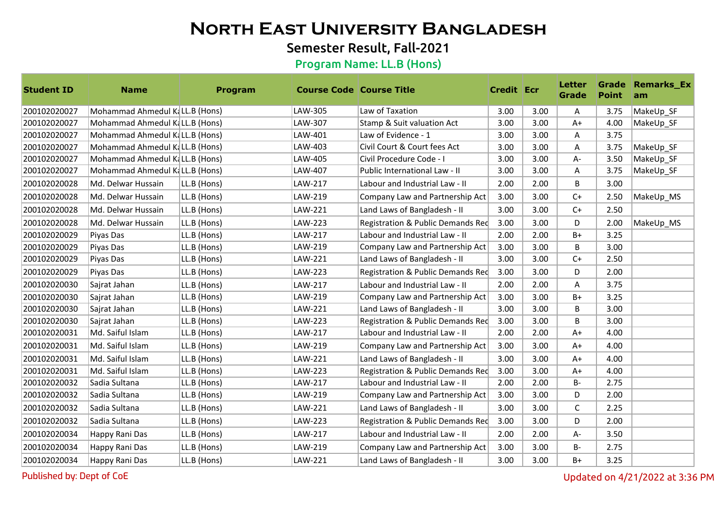# North East University Bangladesh

## Semester Result, Fall-2021

### Program Name: LL.B (Hons)

| Student ID | Name | Program | Course Code | Course Title | Credit | Ecr | Letter Grade | Grade Point | Remarks_Exam |
|---|---|---|---|---|---|---|---|---|---|
| 200102020027 | Mohammad Ahmedul Ka | LL.B (Hons) | LAW-305 | Law of Taxation | 3.00 | 3.00 | A | 3.75 | MakeUp_SF |
| 200102020027 | Mohammad Ahmedul Ka | LL.B (Hons) | LAW-307 | Stamp & Suit valuation Act | 3.00 | 3.00 | A+ | 4.00 | MakeUp_SF |
| 200102020027 | Mohammad Ahmedul Ka | LL.B (Hons) | LAW-401 | Law of Evidence - 1 | 3.00 | 3.00 | A | 3.75 | |
| 200102020027 | Mohammad Ahmedul Ka | LL.B (Hons) | LAW-403 | Civil Court & Court fees Act | 3.00 | 3.00 | A | 3.75 | MakeUp_SF |
| 200102020027 | Mohammad Ahmedul Ka | LL.B (Hons) | LAW-405 | Civil Procedure Code - I | 3.00 | 3.00 | A- | 3.50 | MakeUp_SF |
| 200102020027 | Mohammad Ahmedul Ka | LL.B (Hons) | LAW-407 | Public International Law - II | 3.00 | 3.00 | A | 3.75 | MakeUp_SF |
| 200102020028 | Md. Delwar Hussain | LL.B (Hons) | LAW-217 | Labour and Industrial Law - II | 2.00 | 2.00 | B | 3.00 | |
| 200102020028 | Md. Delwar Hussain | LL.B (Hons) | LAW-219 | Company Law and Partnership Act | 3.00 | 3.00 | C+ | 2.50 | MakeUp_MS |
| 200102020028 | Md. Delwar Hussain | LL.B (Hons) | LAW-221 | Land Laws of Bangladesh - II | 3.00 | 3.00 | C+ | 2.50 | |
| 200102020028 | Md. Delwar Hussain | LL.B (Hons) | LAW-223 | Registration & Public Demands Rec | 3.00 | 3.00 | D | 2.00 | MakeUp_MS |
| 200102020029 | Piyas Das | LL.B (Hons) | LAW-217 | Labour and Industrial Law - II | 2.00 | 2.00 | B+ | 3.25 | |
| 200102020029 | Piyas Das | LL.B (Hons) | LAW-219 | Company Law and Partnership Act | 3.00 | 3.00 | B | 3.00 | |
| 200102020029 | Piyas Das | LL.B (Hons) | LAW-221 | Land Laws of Bangladesh - II | 3.00 | 3.00 | C+ | 2.50 | |
| 200102020029 | Piyas Das | LL.B (Hons) | LAW-223 | Registration & Public Demands Rec | 3.00 | 3.00 | D | 2.00 | |
| 200102020030 | Sajrat Jahan | LL.B (Hons) | LAW-217 | Labour and Industrial Law - II | 2.00 | 2.00 | A | 3.75 | |
| 200102020030 | Sajrat Jahan | LL.B (Hons) | LAW-219 | Company Law and Partnership Act | 3.00 | 3.00 | B+ | 3.25 | |
| 200102020030 | Sajrat Jahan | LL.B (Hons) | LAW-221 | Land Laws of Bangladesh - II | 3.00 | 3.00 | B | 3.00 | |
| 200102020030 | Sajrat Jahan | LL.B (Hons) | LAW-223 | Registration & Public Demands Rec | 3.00 | 3.00 | B | 3.00 | |
| 200102020031 | Md. Saiful Islam | LL.B (Hons) | LAW-217 | Labour and Industrial Law - II | 2.00 | 2.00 | A+ | 4.00 | |
| 200102020031 | Md. Saiful Islam | LL.B (Hons) | LAW-219 | Company Law and Partnership Act | 3.00 | 3.00 | A+ | 4.00 | |
| 200102020031 | Md. Saiful Islam | LL.B (Hons) | LAW-221 | Land Laws of Bangladesh - II | 3.00 | 3.00 | A+ | 4.00 | |
| 200102020031 | Md. Saiful Islam | LL.B (Hons) | LAW-223 | Registration & Public Demands Rec | 3.00 | 3.00 | A+ | 4.00 | |
| 200102020032 | Sadia Sultana | LL.B (Hons) | LAW-217 | Labour and Industrial Law - II | 2.00 | 2.00 | B- | 2.75 | |
| 200102020032 | Sadia Sultana | LL.B (Hons) | LAW-219 | Company Law and Partnership Act | 3.00 | 3.00 | D | 2.00 | |
| 200102020032 | Sadia Sultana | LL.B (Hons) | LAW-221 | Land Laws of Bangladesh - II | 3.00 | 3.00 | C | 2.25 | |
| 200102020032 | Sadia Sultana | LL.B (Hons) | LAW-223 | Registration & Public Demands Rec | 3.00 | 3.00 | D | 2.00 | |
| 200102020034 | Happy Rani Das | LL.B (Hons) | LAW-217 | Labour and Industrial Law - II | 2.00 | 2.00 | A- | 3.50 | |
| 200102020034 | Happy Rani Das | LL.B (Hons) | LAW-219 | Company Law and Partnership Act | 3.00 | 3.00 | B- | 2.75 | |
| 200102020034 | Happy Rani Das | LL.B (Hons) | LAW-221 | Land Laws of Bangladesh - II | 3.00 | 3.00 | B+ | 3.25 | |

Published by: Dept of CoE

Updated on 4/21/2022 at 3:36 PM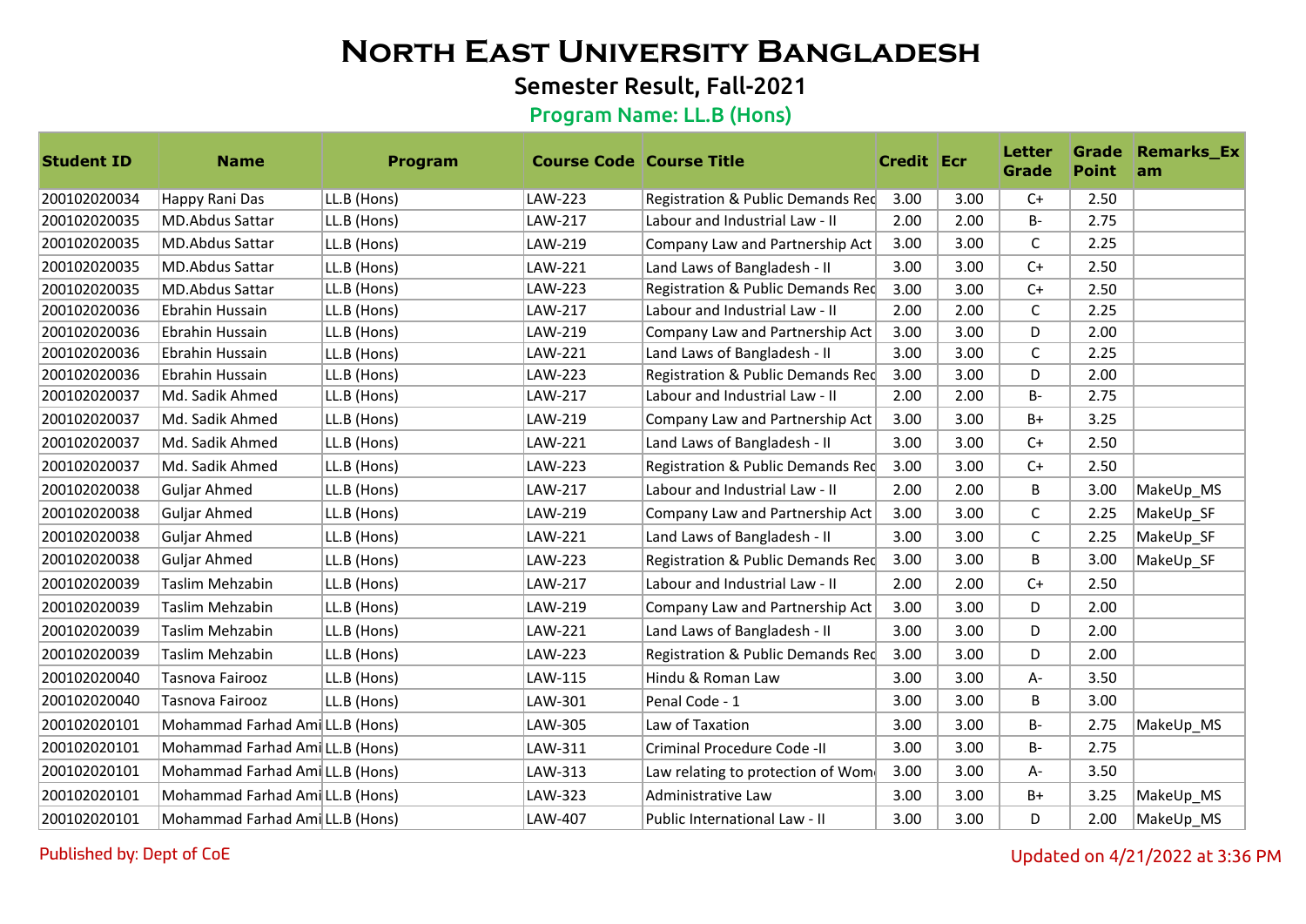# North East University Bangladesh

## Semester Result, Fall-2021

### Program Name: LL.B (Hons)

| Student ID | Name | Program | Course Code | Course Title | Credit | Ecr | Letter Grade | Grade Point | Remarks_Exam |
|---|---|---|---|---|---|---|---|---|---|
| 200102020034 | Happy Rani Das | LL.B (Hons) | LAW-223 | Registration & Public Demands Rec | 3.00 | 3.00 | C+ | 2.50 | |
| 200102020035 | MD.Abdus Sattar | LL.B (Hons) | LAW-217 | Labour and Industrial Law - II | 2.00 | 2.00 | B- | 2.75 | |
| 200102020035 | MD.Abdus Sattar | LL.B (Hons) | LAW-219 | Company Law and Partnership Act | 3.00 | 3.00 | C | 2.25 | |
| 200102020035 | MD.Abdus Sattar | LL.B (Hons) | LAW-221 | Land Laws of Bangladesh - II | 3.00 | 3.00 | C+ | 2.50 | |
| 200102020035 | MD.Abdus Sattar | LL.B (Hons) | LAW-223 | Registration & Public Demands Rec | 3.00 | 3.00 | C+ | 2.50 | |
| 200102020036 | Ebrahin Hussain | LL.B (Hons) | LAW-217 | Labour and Industrial Law - II | 2.00 | 2.00 | C | 2.25 | |
| 200102020036 | Ebrahin Hussain | LL.B (Hons) | LAW-219 | Company Law and Partnership Act | 3.00 | 3.00 | D | 2.00 | |
| 200102020036 | Ebrahin Hussain | LL.B (Hons) | LAW-221 | Land Laws of Bangladesh - II | 3.00 | 3.00 | C | 2.25 | |
| 200102020036 | Ebrahin Hussain | LL.B (Hons) | LAW-223 | Registration & Public Demands Rec | 3.00 | 3.00 | D | 2.00 | |
| 200102020037 | Md. Sadik Ahmed | LL.B (Hons) | LAW-217 | Labour and Industrial Law - II | 2.00 | 2.00 | B- | 2.75 | |
| 200102020037 | Md. Sadik Ahmed | LL.B (Hons) | LAW-219 | Company Law and Partnership Act | 3.00 | 3.00 | B+ | 3.25 | |
| 200102020037 | Md. Sadik Ahmed | LL.B (Hons) | LAW-221 | Land Laws of Bangladesh - II | 3.00 | 3.00 | C+ | 2.50 | |
| 200102020037 | Md. Sadik Ahmed | LL.B (Hons) | LAW-223 | Registration & Public Demands Rec | 3.00 | 3.00 | C+ | 2.50 | |
| 200102020038 | Guljar Ahmed | LL.B (Hons) | LAW-217 | Labour and Industrial Law - II | 2.00 | 2.00 | B | 3.00 | MakeUp_MS |
| 200102020038 | Guljar Ahmed | LL.B (Hons) | LAW-219 | Company Law and Partnership Act | 3.00 | 3.00 | C | 2.25 | MakeUp_SF |
| 200102020038 | Guljar Ahmed | LL.B (Hons) | LAW-221 | Land Laws of Bangladesh - II | 3.00 | 3.00 | C | 2.25 | MakeUp_SF |
| 200102020038 | Guljar Ahmed | LL.B (Hons) | LAW-223 | Registration & Public Demands Rec | 3.00 | 3.00 | B | 3.00 | MakeUp_SF |
| 200102020039 | Taslim Mehzabin | LL.B (Hons) | LAW-217 | Labour and Industrial Law - II | 2.00 | 2.00 | C+ | 2.50 | |
| 200102020039 | Taslim Mehzabin | LL.B (Hons) | LAW-219 | Company Law and Partnership Act | 3.00 | 3.00 | D | 2.00 | |
| 200102020039 | Taslim Mehzabin | LL.B (Hons) | LAW-221 | Land Laws of Bangladesh - II | 3.00 | 3.00 | D | 2.00 | |
| 200102020039 | Taslim Mehzabin | LL.B (Hons) | LAW-223 | Registration & Public Demands Rec | 3.00 | 3.00 | D | 2.00 | |
| 200102020040 | Tasnova Fairooz | LL.B (Hons) | LAW-115 | Hindu & Roman Law | 3.00 | 3.00 | A- | 3.50 | |
| 200102020040 | Tasnova Fairooz | LL.B (Hons) | LAW-301 | Penal Code - 1 | 3.00 | 3.00 | B | 3.00 | |
| 200102020101 | Mohammad Farhad Ami | LL.B (Hons) | LAW-305 | Law of Taxation | 3.00 | 3.00 | B- | 2.75 | MakeUp_MS |
| 200102020101 | Mohammad Farhad Ami | LL.B (Hons) | LAW-311 | Criminal Procedure Code -II | 3.00 | 3.00 | B- | 2.75 | |
| 200102020101 | Mohammad Farhad Ami | LL.B (Hons) | LAW-313 | Law relating to protection of Wom | 3.00 | 3.00 | A- | 3.50 | |
| 200102020101 | Mohammad Farhad Ami | LL.B (Hons) | LAW-323 | Administrative Law | 3.00 | 3.00 | B+ | 3.25 | MakeUp_MS |
| 200102020101 | Mohammad Farhad Ami | LL.B (Hons) | LAW-407 | Public International Law - II | 3.00 | 3.00 | D | 2.00 | MakeUp_MS |

Published by: Dept of CoE

Updated on 4/21/2022 at 3:36 PM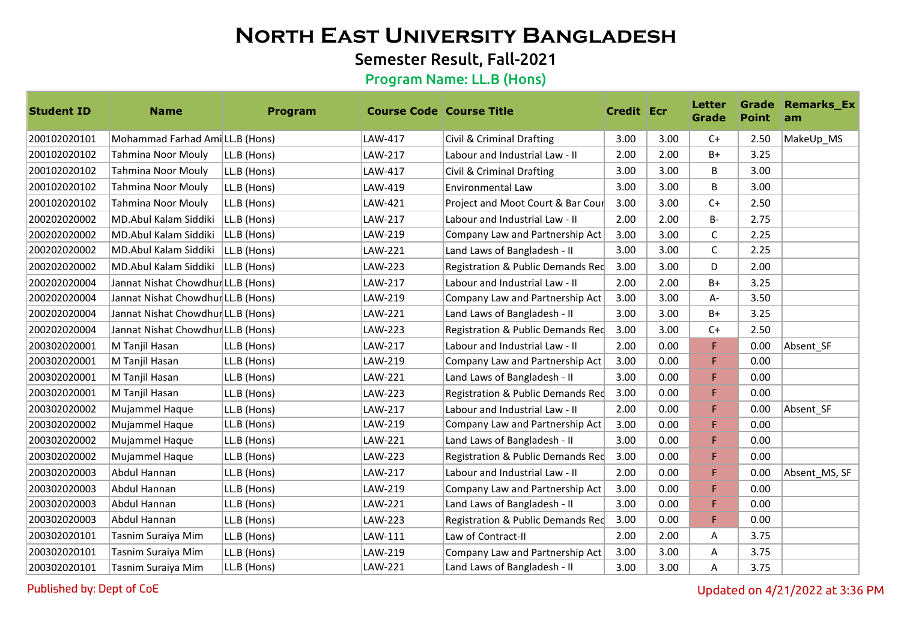# North East University Bangladesh

## Semester Result, Fall-2021

### Program Name: LL.B (Hons)

| Student ID | Name | Program | Course Code | Course Title | Credit | Ecr | Letter Grade | Grade Point | Remarks_Exam |
|---|---|---|---|---|---|---|---|---|---|
| 200102020101 | Mohammad Farhad Ami | LL.B (Hons) | LAW-417 | Civil & Criminal Drafting | 3.00 | 3.00 | C+ | 2.50 | MakeUp_MS |
| 200102020102 | Tahmina Noor Mouly | LL.B (Hons) | LAW-217 | Labour and Industrial Law - II | 2.00 | 2.00 | B+ | 3.25 | |
| 200102020102 | Tahmina Noor Mouly | LL.B (Hons) | LAW-417 | Civil & Criminal Drafting | 3.00 | 3.00 | B | 3.00 | |
| 200102020102 | Tahmina Noor Mouly | LL.B (Hons) | LAW-419 | Environmental Law | 3.00 | 3.00 | B | 3.00 | |
| 200102020102 | Tahmina Noor Mouly | LL.B (Hons) | LAW-421 | Project and Moot Court & Bar Cour | 3.00 | 3.00 | C+ | 2.50 | |
| 200202020002 | MD.Abul Kalam Siddiki | LL.B (Hons) | LAW-217 | Labour and Industrial Law - II | 2.00 | 2.00 | B- | 2.75 | |
| 200202020002 | MD.Abul Kalam Siddiki | LL.B (Hons) | LAW-219 | Company Law and Partnership Act | 3.00 | 3.00 | C | 2.25 | |
| 200202020002 | MD.Abul Kalam Siddiki | LL.B (Hons) | LAW-221 | Land Laws of Bangladesh - II | 3.00 | 3.00 | C | 2.25 | |
| 200202020002 | MD.Abul Kalam Siddiki | LL.B (Hons) | LAW-223 | Registration & Public Demands Rec | 3.00 | 3.00 | D | 2.00 | |
| 200202020004 | Jannat Nishat Chowdhur | LL.B (Hons) | LAW-217 | Labour and Industrial Law - II | 2.00 | 2.00 | B+ | 3.25 | |
| 200202020004 | Jannat Nishat Chowdhur | LL.B (Hons) | LAW-219 | Company Law and Partnership Act | 3.00 | 3.00 | A- | 3.50 | |
| 200202020004 | Jannat Nishat Chowdhur | LL.B (Hons) | LAW-221 | Land Laws of Bangladesh - II | 3.00 | 3.00 | B+ | 3.25 | |
| 200202020004 | Jannat Nishat Chowdhur | LL.B (Hons) | LAW-223 | Registration & Public Demands Rec | 3.00 | 3.00 | C+ | 2.50 | |
| 200302020001 | M Tanjil Hasan | LL.B (Hons) | LAW-217 | Labour and Industrial Law - II | 2.00 | 0.00 | F | 0.00 | Absent_SF |
| 200302020001 | M Tanjil Hasan | LL.B (Hons) | LAW-219 | Company Law and Partnership Act | 3.00 | 0.00 | F | 0.00 | |
| 200302020001 | M Tanjil Hasan | LL.B (Hons) | LAW-221 | Land Laws of Bangladesh - II | 3.00 | 0.00 | F | 0.00 | |
| 200302020001 | M Tanjil Hasan | LL.B (Hons) | LAW-223 | Registration & Public Demands Rec | 3.00 | 0.00 | F | 0.00 | |
| 200302020002 | Mujammel Haque | LL.B (Hons) | LAW-217 | Labour and Industrial Law - II | 2.00 | 0.00 | F | 0.00 | Absent_SF |
| 200302020002 | Mujammel Haque | LL.B (Hons) | LAW-219 | Company Law and Partnership Act | 3.00 | 0.00 | F | 0.00 | |
| 200302020002 | Mujammel Haque | LL.B (Hons) | LAW-221 | Land Laws of Bangladesh - II | 3.00 | 0.00 | F | 0.00 | |
| 200302020002 | Mujammel Haque | LL.B (Hons) | LAW-223 | Registration & Public Demands Rec | 3.00 | 0.00 | F | 0.00 | |
| 200302020003 | Abdul Hannan | LL.B (Hons) | LAW-217 | Labour and Industrial Law - II | 2.00 | 0.00 | F | 0.00 | Absent_MS, SF |
| 200302020003 | Abdul Hannan | LL.B (Hons) | LAW-219 | Company Law and Partnership Act | 3.00 | 0.00 | F | 0.00 | |
| 200302020003 | Abdul Hannan | LL.B (Hons) | LAW-221 | Land Laws of Bangladesh - II | 3.00 | 0.00 | F | 0.00 | |
| 200302020003 | Abdul Hannan | LL.B (Hons) | LAW-223 | Registration & Public Demands Rec | 3.00 | 0.00 | F | 0.00 | |
| 200302020101 | Tasnim Suraiya Mim | LL.B (Hons) | LAW-111 | Law of Contract-II | 2.00 | 2.00 | A | 3.75 | |
| 200302020101 | Tasnim Suraiya Mim | LL.B (Hons) | LAW-219 | Company Law and Partnership Act | 3.00 | 3.00 | A | 3.75 | |
| 200302020101 | Tasnim Suraiya Mim | LL.B (Hons) | LAW-221 | Land Laws of Bangladesh - II | 3.00 | 3.00 | A | 3.75 | |

Published by: Dept of CoE

Updated on 4/21/2022 at 3:36 PM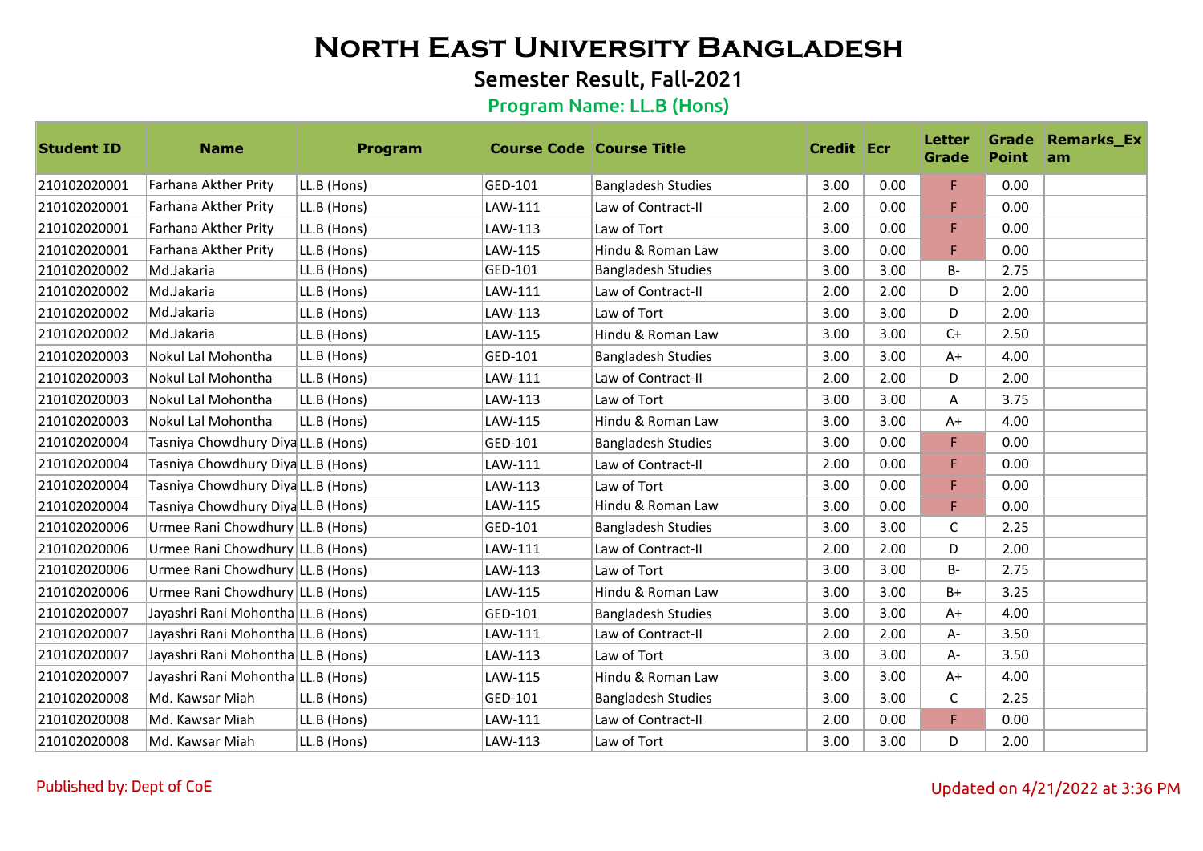# North East University Bangladesh

## Semester Result, Fall-2021

### Program Name: LL.B (Hons)

| Student ID | Name | Program | Course Code | Course Title | Credit | Ecr | Letter Grade | Grade Point | Remarks_Exam |
|---|---|---|---|---|---|---|---|---|---|
| 210102020001 | Farhana Akther Prity | LL.B (Hons) | GED-101 | Bangladesh Studies | 3.00 | 0.00 | F | 0.00 | |
| 210102020001 | Farhana Akther Prity | LL.B (Hons) | LAW-111 | Law of Contract-II | 2.00 | 0.00 | F | 0.00 | |
| 210102020001 | Farhana Akther Prity | LL.B (Hons) | LAW-113 | Law of Tort | 3.00 | 0.00 | F | 0.00 | |
| 210102020001 | Farhana Akther Prity | LL.B (Hons) | LAW-115 | Hindu & Roman Law | 3.00 | 0.00 | F | 0.00 | |
| 210102020002 | Md.Jakaria | LL.B (Hons) | GED-101 | Bangladesh Studies | 3.00 | 3.00 | B- | 2.75 | |
| 210102020002 | Md.Jakaria | LL.B (Hons) | LAW-111 | Law of Contract-II | 2.00 | 2.00 | D | 2.00 | |
| 210102020002 | Md.Jakaria | LL.B (Hons) | LAW-113 | Law of Tort | 3.00 | 3.00 | D | 2.00 | |
| 210102020002 | Md.Jakaria | LL.B (Hons) | LAW-115 | Hindu & Roman Law | 3.00 | 3.00 | C+ | 2.50 | |
| 210102020003 | Nokul Lal Mohontha | LL.B (Hons) | GED-101 | Bangladesh Studies | 3.00 | 3.00 | A+ | 4.00 | |
| 210102020003 | Nokul Lal Mohontha | LL.B (Hons) | LAW-111 | Law of Contract-II | 2.00 | 2.00 | D | 2.00 | |
| 210102020003 | Nokul Lal Mohontha | LL.B (Hons) | LAW-113 | Law of Tort | 3.00 | 3.00 | A | 3.75 | |
| 210102020003 | Nokul Lal Mohontha | LL.B (Hons) | LAW-115 | Hindu & Roman Law | 3.00 | 3.00 | A+ | 4.00 | |
| 210102020004 | Tasniya Chowdhury Diya | LL.B (Hons) | GED-101 | Bangladesh Studies | 3.00 | 0.00 | F | 0.00 | |
| 210102020004 | Tasniya Chowdhury Diya | LL.B (Hons) | LAW-111 | Law of Contract-II | 2.00 | 0.00 | F | 0.00 | |
| 210102020004 | Tasniya Chowdhury Diya | LL.B (Hons) | LAW-113 | Law of Tort | 3.00 | 0.00 | F | 0.00 | |
| 210102020004 | Tasniya Chowdhury Diya | LL.B (Hons) | LAW-115 | Hindu & Roman Law | 3.00 | 0.00 | F | 0.00 | |
| 210102020006 | Urmee Rani Chowdhury | LL.B (Hons) | GED-101 | Bangladesh Studies | 3.00 | 3.00 | C | 2.25 | |
| 210102020006 | Urmee Rani Chowdhury | LL.B (Hons) | LAW-111 | Law of Contract-II | 2.00 | 2.00 | D | 2.00 | |
| 210102020006 | Urmee Rani Chowdhury | LL.B (Hons) | LAW-113 | Law of Tort | 3.00 | 3.00 | B- | 2.75 | |
| 210102020006 | Urmee Rani Chowdhury | LL.B (Hons) | LAW-115 | Hindu & Roman Law | 3.00 | 3.00 | B+ | 3.25 | |
| 210102020007 | Jayashri Rani Mohontha | LL.B (Hons) | GED-101 | Bangladesh Studies | 3.00 | 3.00 | A+ | 4.00 | |
| 210102020007 | Jayashri Rani Mohontha | LL.B (Hons) | LAW-111 | Law of Contract-II | 2.00 | 2.00 | A- | 3.50 | |
| 210102020007 | Jayashri Rani Mohontha | LL.B (Hons) | LAW-113 | Law of Tort | 3.00 | 3.00 | A- | 3.50 | |
| 210102020007 | Jayashri Rani Mohontha | LL.B (Hons) | LAW-115 | Hindu & Roman Law | 3.00 | 3.00 | A+ | 4.00 | |
| 210102020008 | Md. Kawsar Miah | LL.B (Hons) | GED-101 | Bangladesh Studies | 3.00 | 3.00 | C | 2.25 | |
| 210102020008 | Md. Kawsar Miah | LL.B (Hons) | LAW-111 | Law of Contract-II | 2.00 | 0.00 | F | 0.00 | |
| 210102020008 | Md. Kawsar Miah | LL.B (Hons) | LAW-113 | Law of Tort | 3.00 | 3.00 | D | 2.00 | |

Published by: Dept of CoE

Updated on 4/21/2022 at 3:36 PM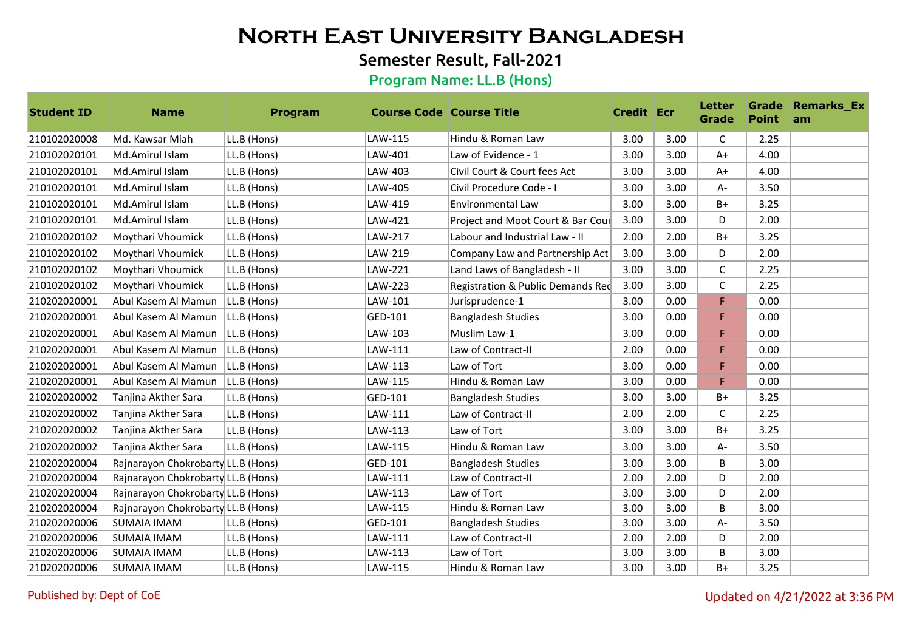# North East University Bangladesh

## Semester Result, Fall-2021

### Program Name: LL.B (Hons)

| Student ID | Name | Program | Course Code | Course Title | Credit | Ecr | Letter Grade | Grade Point | Remarks_Exam |
|---|---|---|---|---|---|---|---|---|---|
| 210102020008 | Md. Kawsar Miah | LL.B (Hons) | LAW-115 | Hindu & Roman Law | 3.00 | 3.00 | C | 2.25 | |
| 210102020101 | Md.Amirul Islam | LL.B (Hons) | LAW-401 | Law of Evidence - 1 | 3.00 | 3.00 | A+ | 4.00 | |
| 210102020101 | Md.Amirul Islam | LL.B (Hons) | LAW-403 | Civil Court & Court fees Act | 3.00 | 3.00 | A+ | 4.00 | |
| 210102020101 | Md.Amirul Islam | LL.B (Hons) | LAW-405 | Civil Procedure Code - I | 3.00 | 3.00 | A- | 3.50 | |
| 210102020101 | Md.Amirul Islam | LL.B (Hons) | LAW-419 | Environmental Law | 3.00 | 3.00 | B+ | 3.25 | |
| 210102020101 | Md.Amirul Islam | LL.B (Hons) | LAW-421 | Project and Moot Court & Bar Cour | 3.00 | 3.00 | D | 2.00 | |
| 210102020102 | Moythari Vhoumick | LL.B (Hons) | LAW-217 | Labour and Industrial Law - II | 2.00 | 2.00 | B+ | 3.25 | |
| 210102020102 | Moythari Vhoumick | LL.B (Hons) | LAW-219 | Company Law and Partnership Act | 3.00 | 3.00 | D | 2.00 | |
| 210102020102 | Moythari Vhoumick | LL.B (Hons) | LAW-221 | Land Laws of Bangladesh - II | 3.00 | 3.00 | C | 2.25 | |
| 210102020102 | Moythari Vhoumick | LL.B (Hons) | LAW-223 | Registration & Public Demands Rec | 3.00 | 3.00 | C | 2.25 | |
| 210202020001 | Abul Kasem Al Mamun | LL.B (Hons) | LAW-101 | Jurisprudence-1 | 3.00 | 0.00 | F | 0.00 | |
| 210202020001 | Abul Kasem Al Mamun | LL.B (Hons) | GED-101 | Bangladesh Studies | 3.00 | 0.00 | F | 0.00 | |
| 210202020001 | Abul Kasem Al Mamun | LL.B (Hons) | LAW-103 | Muslim Law-1 | 3.00 | 0.00 | F | 0.00 | |
| 210202020001 | Abul Kasem Al Mamun | LL.B (Hons) | LAW-111 | Law of Contract-II | 2.00 | 0.00 | F | 0.00 | |
| 210202020001 | Abul Kasem Al Mamun | LL.B (Hons) | LAW-113 | Law of Tort | 3.00 | 0.00 | F | 0.00 | |
| 210202020001 | Abul Kasem Al Mamun | LL.B (Hons) | LAW-115 | Hindu & Roman Law | 3.00 | 0.00 | F | 0.00 | |
| 210202020002 | Tanjina Akther Sara | LL.B (Hons) | GED-101 | Bangladesh Studies | 3.00 | 3.00 | B+ | 3.25 | |
| 210202020002 | Tanjina Akther Sara | LL.B (Hons) | LAW-111 | Law of Contract-II | 2.00 | 2.00 | C | 2.25 | |
| 210202020002 | Tanjina Akther Sara | LL.B (Hons) | LAW-113 | Law of Tort | 3.00 | 3.00 | B+ | 3.25 | |
| 210202020002 | Tanjina Akther Sara | LL.B (Hons) | LAW-115 | Hindu & Roman Law | 3.00 | 3.00 | A- | 3.50 | |
| 210202020004 | Rajnarayon Chokrobarty | LL.B (Hons) | GED-101 | Bangladesh Studies | 3.00 | 3.00 | B | 3.00 | |
| 210202020004 | Rajnarayon Chokrobarty | LL.B (Hons) | LAW-111 | Law of Contract-II | 2.00 | 2.00 | D | 2.00 | |
| 210202020004 | Rajnarayon Chokrobarty | LL.B (Hons) | LAW-113 | Law of Tort | 3.00 | 3.00 | D | 2.00 | |
| 210202020004 | Rajnarayon Chokrobarty | LL.B (Hons) | LAW-115 | Hindu & Roman Law | 3.00 | 3.00 | B | 3.00 | |
| 210202020006 | SUMAIA IMAM | LL.B (Hons) | GED-101 | Bangladesh Studies | 3.00 | 3.00 | A- | 3.50 | |
| 210202020006 | SUMAIA IMAM | LL.B (Hons) | LAW-111 | Law of Contract-II | 2.00 | 2.00 | D | 2.00 | |
| 210202020006 | SUMAIA IMAM | LL.B (Hons) | LAW-113 | Law of Tort | 3.00 | 3.00 | B | 3.00 | |
| 210202020006 | SUMAIA IMAM | LL.B (Hons) | LAW-115 | Hindu & Roman Law | 3.00 | 3.00 | B+ | 3.25 | |

Published by: Dept of CoE

Updated on 4/21/2022 at 3:36 PM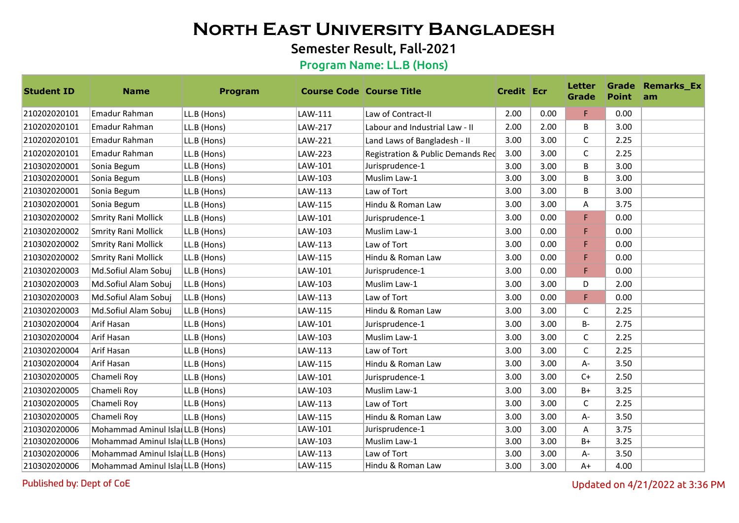# North East University Bangladesh

## Semester Result, Fall-2021

### Program Name: LL.B (Hons)

| Student ID | Name | Program | Course Code | Course Title | Credit | Ecr | Letter Grade | Grade Point | Remarks_Exam |
|---|---|---|---|---|---|---|---|---|---|
| 210202020101 | Emadur Rahman | LL.B (Hons) | LAW-111 | Law of Contract-II | 2.00 | 0.00 | F | 0.00 | |
| 210202020101 | Emadur Rahman | LL.B (Hons) | LAW-217 | Labour and Industrial Law - II | 2.00 | 2.00 | B | 3.00 | |
| 210202020101 | Emadur Rahman | LL.B (Hons) | LAW-221 | Land Laws of Bangladesh - II | 3.00 | 3.00 | C | 2.25 | |
| 210202020101 | Emadur Rahman | LL.B (Hons) | LAW-223 | Registration & Public Demands Rec | 3.00 | 3.00 | C | 2.25 | |
| 210302020001 | Sonia Begum | LL.B (Hons) | LAW-101 | Jurisprudence-1 | 3.00 | 3.00 | B | 3.00 | |
| 210302020001 | Sonia Begum | LL.B (Hons) | LAW-103 | Muslim Law-1 | 3.00 | 3.00 | B | 3.00 | |
| 210302020001 | Sonia Begum | LL.B (Hons) | LAW-113 | Law of Tort | 3.00 | 3.00 | B | 3.00 | |
| 210302020001 | Sonia Begum | LL.B (Hons) | LAW-115 | Hindu & Roman Law | 3.00 | 3.00 | A | 3.75 | |
| 210302020002 | Smrity Rani Mollick | LL.B (Hons) | LAW-101 | Jurisprudence-1 | 3.00 | 0.00 | F | 0.00 | |
| 210302020002 | Smrity Rani Mollick | LL.B (Hons) | LAW-103 | Muslim Law-1 | 3.00 | 0.00 | F | 0.00 | |
| 210302020002 | Smrity Rani Mollick | LL.B (Hons) | LAW-113 | Law of Tort | 3.00 | 0.00 | F | 0.00 | |
| 210302020002 | Smrity Rani Mollick | LL.B (Hons) | LAW-115 | Hindu & Roman Law | 3.00 | 0.00 | F | 0.00 | |
| 210302020003 | Md.Sofiul Alam Sobuj | LL.B (Hons) | LAW-101 | Jurisprudence-1 | 3.00 | 0.00 | F | 0.00 | |
| 210302020003 | Md.Sofiul Alam Sobuj | LL.B (Hons) | LAW-103 | Muslim Law-1 | 3.00 | 3.00 | D | 2.00 | |
| 210302020003 | Md.Sofiul Alam Sobuj | LL.B (Hons) | LAW-113 | Law of Tort | 3.00 | 0.00 | F | 0.00 | |
| 210302020003 | Md.Sofiul Alam Sobuj | LL.B (Hons) | LAW-115 | Hindu & Roman Law | 3.00 | 3.00 | C | 2.25 | |
| 210302020004 | Arif Hasan | LL.B (Hons) | LAW-101 | Jurisprudence-1 | 3.00 | 3.00 | B- | 2.75 | |
| 210302020004 | Arif Hasan | LL.B (Hons) | LAW-103 | Muslim Law-1 | 3.00 | 3.00 | C | 2.25 | |
| 210302020004 | Arif Hasan | LL.B (Hons) | LAW-113 | Law of Tort | 3.00 | 3.00 | C | 2.25 | |
| 210302020004 | Arif Hasan | LL.B (Hons) | LAW-115 | Hindu & Roman Law | 3.00 | 3.00 | A- | 3.50 | |
| 210302020005 | Chameli Roy | LL.B (Hons) | LAW-101 | Jurisprudence-1 | 3.00 | 3.00 | C+ | 2.50 | |
| 210302020005 | Chameli Roy | LL.B (Hons) | LAW-103 | Muslim Law-1 | 3.00 | 3.00 | B+ | 3.25 | |
| 210302020005 | Chameli Roy | LL.B (Hons) | LAW-113 | Law of Tort | 3.00 | 3.00 | C | 2.25 | |
| 210302020005 | Chameli Roy | LL.B (Hons) | LAW-115 | Hindu & Roman Law | 3.00 | 3.00 | A- | 3.50 | |
| 210302020006 | Mohammad Aminul Islam | LL.B (Hons) | LAW-101 | Jurisprudence-1 | 3.00 | 3.00 | A | 3.75 | |
| 210302020006 | Mohammad Aminul Islam | LL.B (Hons) | LAW-103 | Muslim Law-1 | 3.00 | 3.00 | B+ | 3.25 | |
| 210302020006 | Mohammad Aminul Islam | LL.B (Hons) | LAW-113 | Law of Tort | 3.00 | 3.00 | A- | 3.50 | |
| 210302020006 | Mohammad Aminul Islam | LL.B (Hons) | LAW-115 | Hindu & Roman Law | 3.00 | 3.00 | A+ | 4.00 | |

Published by: Dept of CoE

Updated on 4/21/2022 at 3:36 PM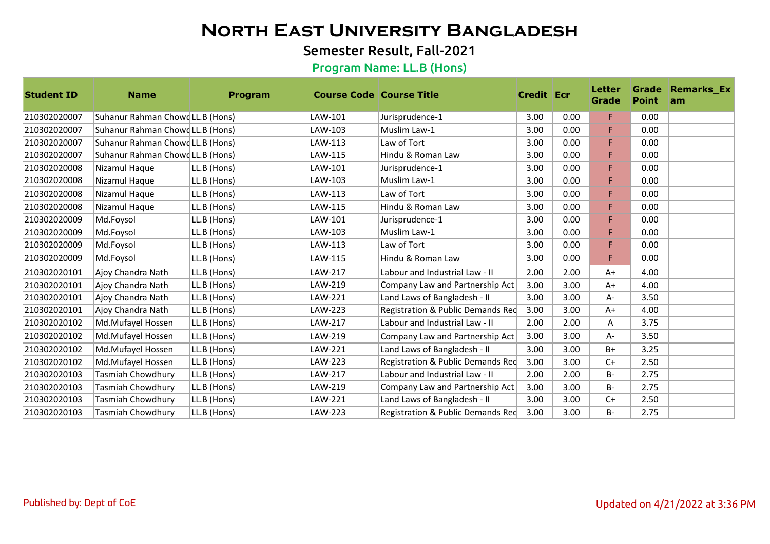# North East University Bangladesh

## Semester Result, Fall-2021

### Program Name: LL.B (Hons)

| Student ID | Name | Program | Course Code | Course Title | Credit | Ecr | Letter Grade | Grade Point | Remarks_Exam |
|---|---|---|---|---|---|---|---|---|---|
| 210302020007 | Suhanur Rahman Chowd | LL.B (Hons) | LAW-101 | Jurisprudence-1 | 3.00 | 0.00 | F | 0.00 | |
| 210302020007 | Suhanur Rahman Chowd | LL.B (Hons) | LAW-103 | Muslim Law-1 | 3.00 | 0.00 | F | 0.00 | |
| 210302020007 | Suhanur Rahman Chowd | LL.B (Hons) | LAW-113 | Law of Tort | 3.00 | 0.00 | F | 0.00 | |
| 210302020007 | Suhanur Rahman Chowd | LL.B (Hons) | LAW-115 | Hindu & Roman Law | 3.00 | 0.00 | F | 0.00 | |
| 210302020008 | Nizamul Haque | LL.B (Hons) | LAW-101 | Jurisprudence-1 | 3.00 | 0.00 | F | 0.00 | |
| 210302020008 | Nizamul Haque | LL.B (Hons) | LAW-103 | Muslim Law-1 | 3.00 | 0.00 | F | 0.00 | |
| 210302020008 | Nizamul Haque | LL.B (Hons) | LAW-113 | Law of Tort | 3.00 | 0.00 | F | 0.00 | |
| 210302020008 | Nizamul Haque | LL.B (Hons) | LAW-115 | Hindu & Roman Law | 3.00 | 0.00 | F | 0.00 | |
| 210302020009 | Md.Foysol | LL.B (Hons) | LAW-101 | Jurisprudence-1 | 3.00 | 0.00 | F | 0.00 | |
| 210302020009 | Md.Foysol | LL.B (Hons) | LAW-103 | Muslim Law-1 | 3.00 | 0.00 | F | 0.00 | |
| 210302020009 | Md.Foysol | LL.B (Hons) | LAW-113 | Law of Tort | 3.00 | 0.00 | F | 0.00 | |
| 210302020009 | Md.Foysol | LL.B (Hons) | LAW-115 | Hindu & Roman Law | 3.00 | 0.00 | F | 0.00 | |
| 210302020101 | Ajoy Chandra Nath | LL.B (Hons) | LAW-217 | Labour and Industrial Law - II | 2.00 | 2.00 | A+ | 4.00 | |
| 210302020101 | Ajoy Chandra Nath | LL.B (Hons) | LAW-219 | Company Law and Partnership Act | 3.00 | 3.00 | A+ | 4.00 | |
| 210302020101 | Ajoy Chandra Nath | LL.B (Hons) | LAW-221 | Land Laws of Bangladesh - II | 3.00 | 3.00 | A- | 3.50 | |
| 210302020101 | Ajoy Chandra Nath | LL.B (Hons) | LAW-223 | Registration & Public Demands Rec | 3.00 | 3.00 | A+ | 4.00 | |
| 210302020102 | Md.Mufayel Hossen | LL.B (Hons) | LAW-217 | Labour and Industrial Law - II | 2.00 | 2.00 | A | 3.75 | |
| 210302020102 | Md.Mufayel Hossen | LL.B (Hons) | LAW-219 | Company Law and Partnership Act | 3.00 | 3.00 | A- | 3.50 | |
| 210302020102 | Md.Mufayel Hossen | LL.B (Hons) | LAW-221 | Land Laws of Bangladesh - II | 3.00 | 3.00 | B+ | 3.25 | |
| 210302020102 | Md.Mufayel Hossen | LL.B (Hons) | LAW-223 | Registration & Public Demands Rec | 3.00 | 3.00 | C+ | 2.50 | |
| 210302020103 | Tasmiah Chowdhury | LL.B (Hons) | LAW-217 | Labour and Industrial Law - II | 2.00 | 2.00 | B- | 2.75 | |
| 210302020103 | Tasmiah Chowdhury | LL.B (Hons) | LAW-219 | Company Law and Partnership Act | 3.00 | 3.00 | B- | 2.75 | |
| 210302020103 | Tasmiah Chowdhury | LL.B (Hons) | LAW-221 | Land Laws of Bangladesh - II | 3.00 | 3.00 | C+ | 2.50 | |
| 210302020103 | Tasmiah Chowdhury | LL.B (Hons) | LAW-223 | Registration & Public Demands Rec | 3.00 | 3.00 | B- | 2.75 | |

Published by: Dept of CoE

Updated on 4/21/2022 at 3:36 PM